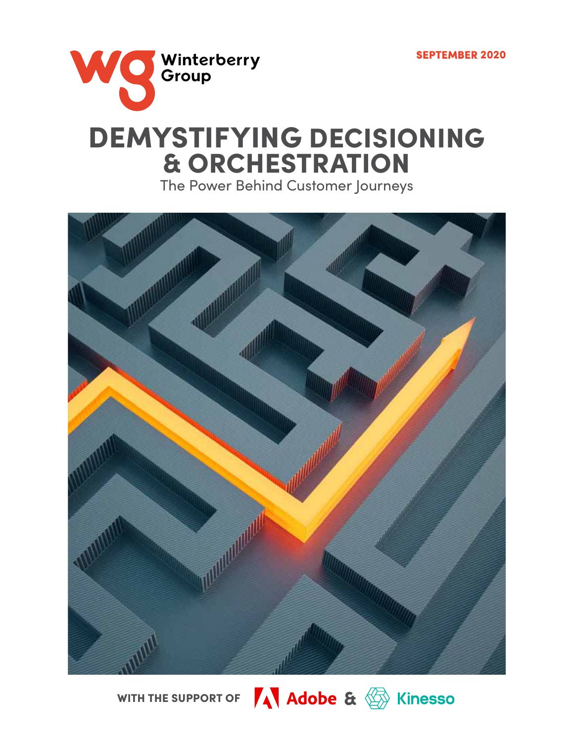Winterberry Group

SEPTEMBER 2020

# DEMYSTIFYING DECISIONING & ORCHESTRATION

The Power Behind Customer Journeys

WITH THE SUPPORT OF Adobe & Kinesso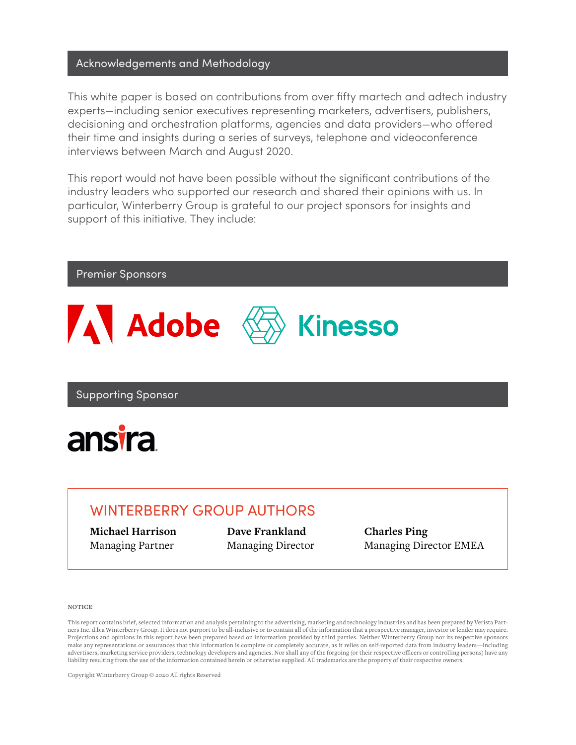## Acknowledgements and Methodology

This white paper is based on contributions from over fifty martech and adtech industry experts—including senior executives representing marketers, advertisers, publishers, decisioning and orchestration platforms, agencies and data providers—who offered their time and insights during a series of surveys, telephone and videoconference interviews between March and August 2020.

This report would not have been possible without the significant contributions of the industry leaders who supported our research and shared their opinions with us. In particular, Winterberry Group is grateful to our project sponsors for insights and support of this initiative. They include:

## Premier Sponsors

Adobe

Kinesso

## Supporting Sponsor

ansira

## WINTERBERRY GROUP AUTHORS

**Michael Harrison**
Managing Partner

**Dave Frankland**
Managing Director

**Charles Ping**
Managing Director EMEA

NOTICE

This report contains brief, selected information and analysis pertaining to the advertising, marketing and technology industries and has been prepared by Verista Partners Inc. d.b.a Winterberry Group. It does not purport to be all-inclusive or to contain all of the information that a prospective manager, investor or lender may require. Projections and opinions in this report have been prepared based on information provided by third parties. Neither Winterberry Group nor its respective sponsors make any representations or assurances that this information is complete or completely accurate, as it relies on self-reported data from industry leaders—including advertisers, marketing service providers, technology developers and agencies. Nor shall any of the forgoing (or their respective officers or controlling persons) have any liability resulting from the use of the information contained herein or otherwise supplied. All trademarks are the property of their respective owners.

Copyright Winterberry Group © 2020 All rights Reserved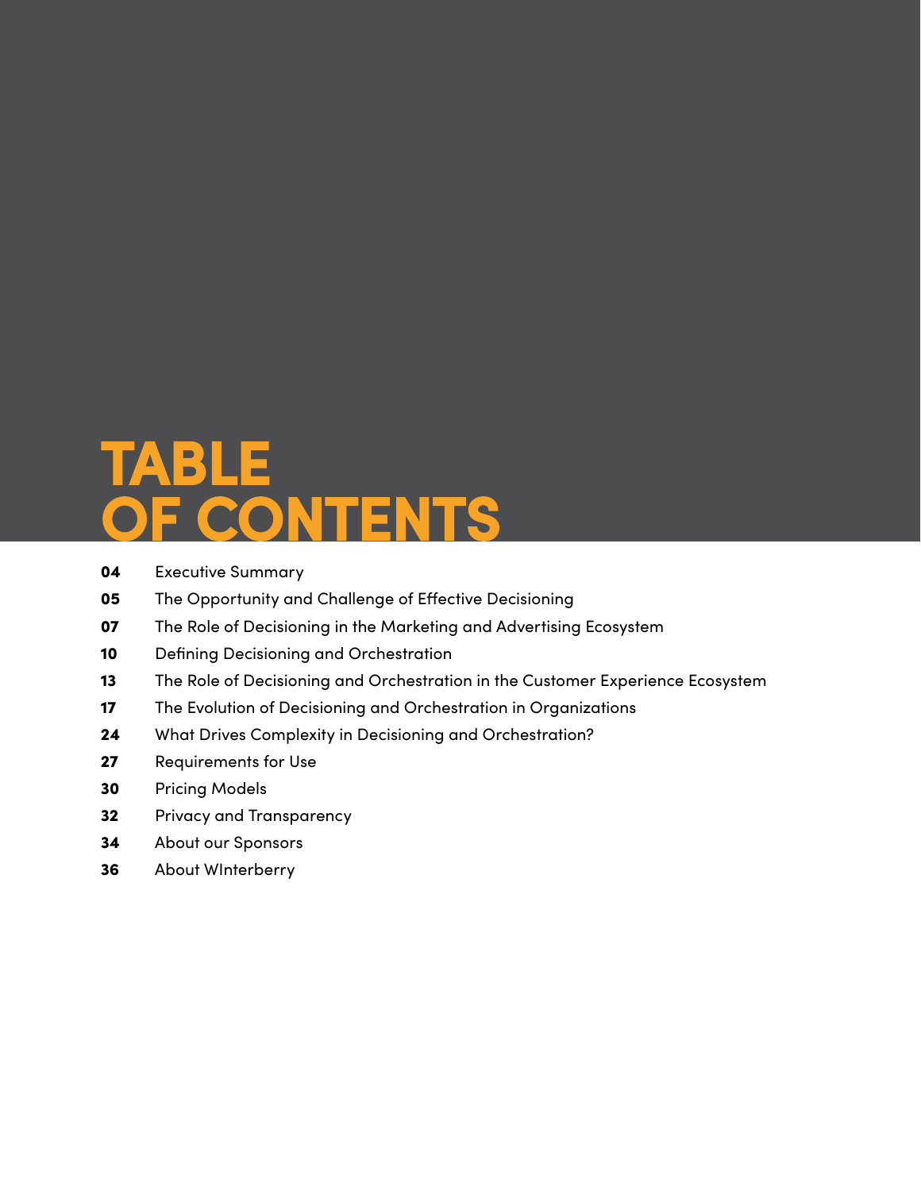# TABLE OF CONTENTS

**04** Executive Summary

**05** The Opportunity and Challenge of Effective Decisioning

**07** The Role of Decisioning in the Marketing and Advertising Ecosystem

**10** Defining Decisioning and Orchestration

**13** The Role of Decisioning and Orchestration in the Customer Experience Ecosystem

**17** The Evolution of Decisioning and Orchestration in Organizations

**24** What Drives Complexity in Decisioning and Orchestration?

**27** Requirements for Use

**30** Pricing Models

**32** Privacy and Transparency

**34** About our Sponsors

**36** About WInterberry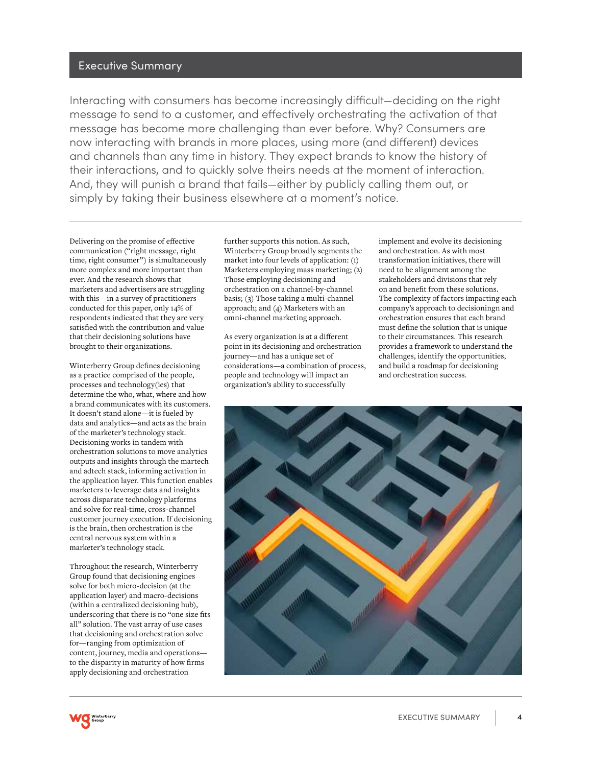## Executive Summary

Interacting with consumers has become increasingly difficult—deciding on the right message to send to a customer, and effectively orchestrating the activation of that message has become more challenging than ever before. Why? Consumers are now interacting with brands in more places, using more (and different) devices and channels than any time in history. They expect brands to know the history of their interactions, and to quickly solve theirs needs at the moment of interaction. And, they will punish a brand that fails—either by publicly calling them out, or simply by taking their business elsewhere at a moment's notice.

Delivering on the promise of effective communication ("right message, right time, right consumer") is simultaneously more complex and more important than ever. And the research shows that marketers and advertisers are struggling with this—in a survey of practitioners conducted for this paper, only 14% of respondents indicated that they are very satisfied with the contribution and value that their decisioning solutions have brought to their organizations.

Winterberry Group defines decisioning as a practice comprised of the people, processes and technology(ies) that determine the who, what, where and how a brand communicates with its customers. It doesn't stand alone—it is fueled by data and analytics—and acts as the brain of the marketer's technology stack. Decisioning works in tandem with orchestration solutions to move analytics outputs and insights through the martech and adtech stack, informing activation in the application layer. This function enables marketers to leverage data and insights across disparate technology platforms and solve for real-time, cross-channel customer journey execution. If decisioning is the brain, then orchestration is the central nervous system within a marketer's technology stack.

Throughout the research, Winterberry Group found that decisioning engines solve for both micro-decision (at the application layer) and macro-decisions (within a centralized decisioning hub), underscoring that there is no "one size fits all" solution. The vast array of use cases that decisioning and orchestration solve for—ranging from optimization of content, journey, media and operations—to the disparity in maturity of how firms apply decisioning and orchestration further supports this notion. As such, Winterberry Group broadly segments the market into four levels of application: (1) Marketers employing mass marketing; (2) Those employing decisioning and orchestration on a channel-by-channel basis; (3) Those taking a multi-channel approach; and (4) Marketers with an omni-channel marketing approach.

As every organization is at a different point in its decisioning and orchestration journey—and has a unique set of considerations—a combination of process, people and technology will impact an organization's ability to successfully implement and evolve its decisioning and orchestration. As with most transformation initiatives, there will need to be alignment among the stakeholders and divisions that rely on and benefit from these solutions. The complexity of factors impacting each company's approach to decisioningn and orchestration ensures that each brand must define the solution that is unique to their circumstances. This research provides a framework to understand the challenges, identify the opportunities, and build a roadmap for decisioning and orchestration success.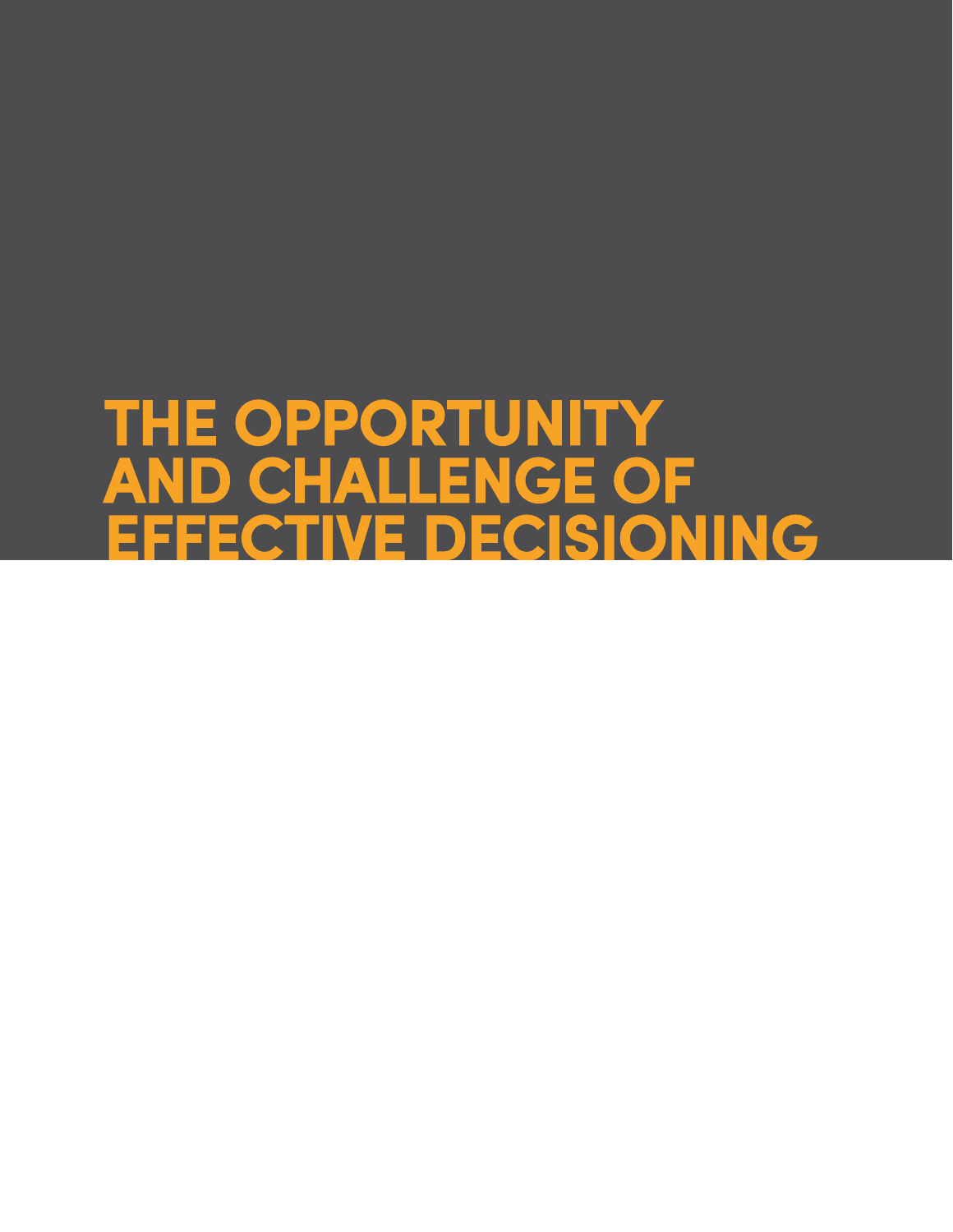# THE OPPORTUNITY AND CHALLENGE OF EFFECTIVE DECISIONING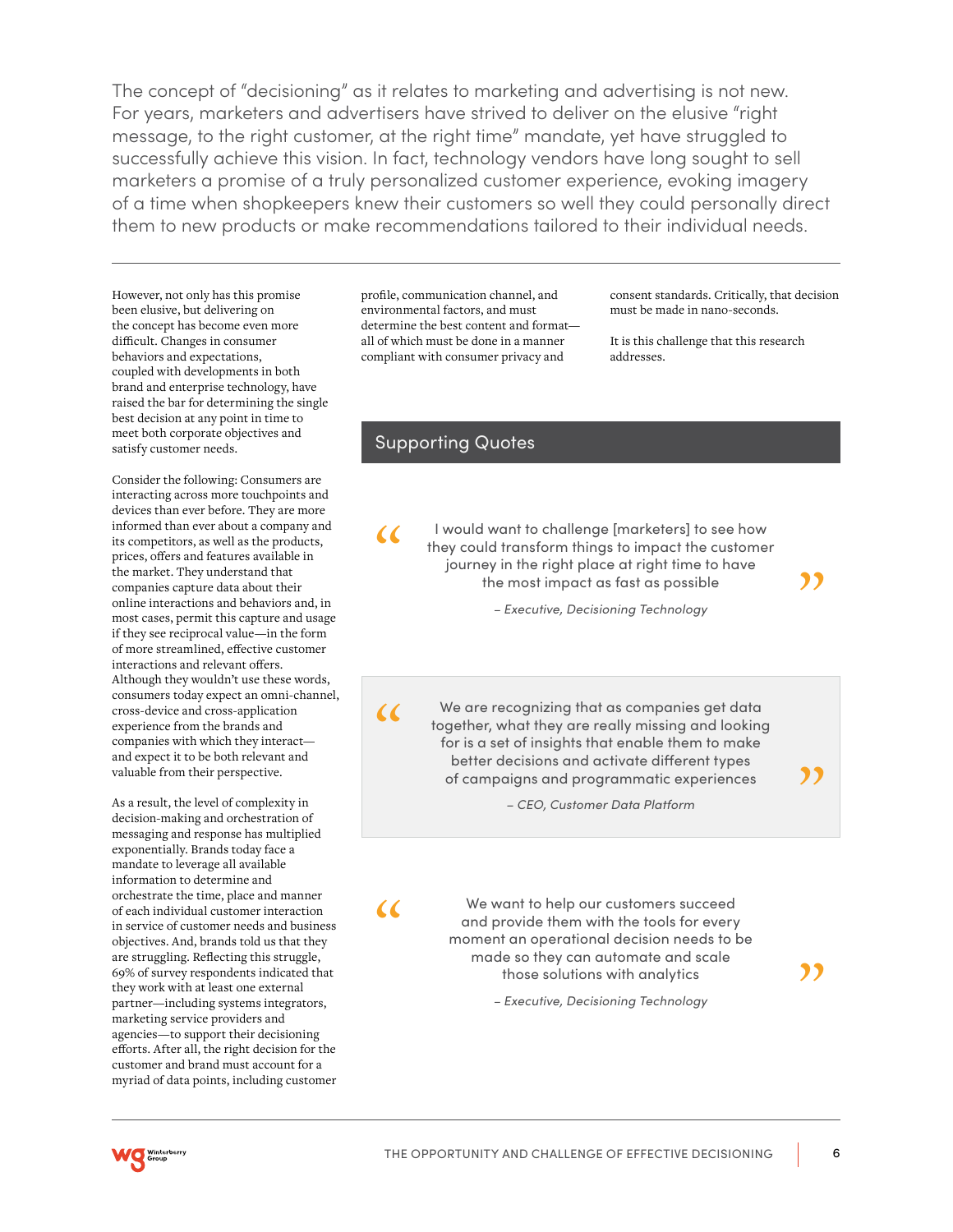The concept of "decisioning" as it relates to marketing and advertising is not new. For years, marketers and advertisers have strived to deliver on the elusive "right message, to the right customer, at the right time" mandate, yet have struggled to successfully achieve this vision. In fact, technology vendors have long sought to sell marketers a promise of a truly personalized customer experience, evoking imagery of a time when shopkeepers knew their customers so well they could personally direct them to new products or make recommendations tailored to their individual needs.

---

However, not only has this promise been elusive, but delivering on the concept has become even more difficult. Changes in consumer behaviors and expectations, coupled with developments in both brand and enterprise technology, have raised the bar for determining the single best decision at any point in time to meet both corporate objectives and satisfy customer needs.

Consider the following: Consumers are interacting across more touchpoints and devices than ever before. They are more informed than ever about a company and its competitors, as well as the products, prices, offers and features available in the market. They understand that companies capture data about their online interactions and behaviors and, in most cases, permit this capture and usage if they see reciprocal value—in the form of more streamlined, effective customer interactions and relevant offers. Although they wouldn't use these words, consumers today expect an omni-channel, cross-device and cross-application experience from the brands and companies with which they interact—and expect it to be both relevant and valuable from their perspective.

As a result, the level of complexity in decision-making and orchestration of messaging and response has multiplied exponentially. Brands today face a mandate to leverage all available information to determine and orchestrate the time, place and manner of each individual customer interaction in service of customer needs and business objectives. And, brands told us that they are struggling. Reflecting this struggle, 69% of survey respondents indicated that they work with at least one external partner—including systems integrators, marketing service providers and agencies—to support their decisioning efforts. After all, the right decision for the customer and brand must account for a myriad of data points, including customer profile, communication channel, and environmental factors, and must determine the best content and format—all of which must be done in a manner compliant with consumer privacy and consent standards. Critically, that decision must be made in nano-seconds.

It is this challenge that this research addresses.

## Supporting Quotes

> "I would want to challenge [marketers] to see how they could transform things to impact the customer journey in the right place at right time to have the most impact as fast as possible"
>
> *– Executive, Decisioning Technology*

> "We are recognizing that as companies get data together, what they are really missing and looking for is a set of insights that enable them to make better decisions and activate different types of campaigns and programmatic experiences"
>
> *– CEO, Customer Data Platform*

> "We want to help our customers succeed and provide them with the tools for every moment an operational decision needs to be made so they can automate and scale those solutions with analytics"
>
> *– Executive, Decisioning Technology*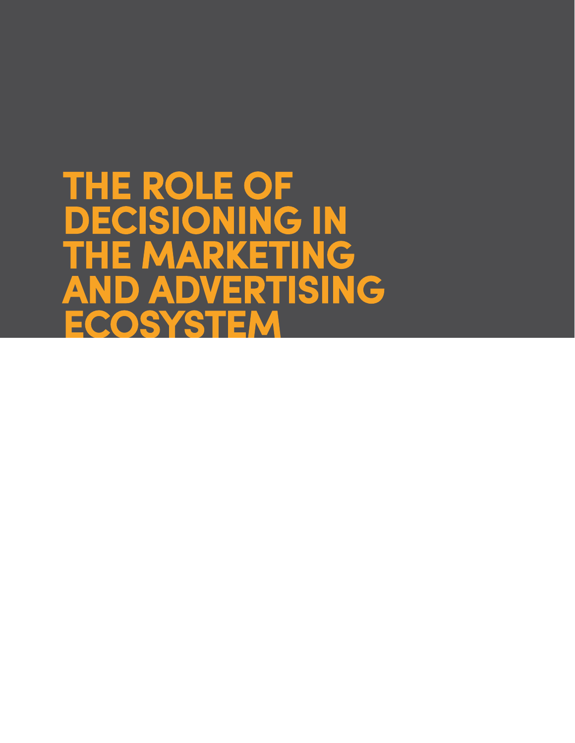# THE ROLE OF DECISIONING IN THE MARKETING AND ADVERTISING ECOSYSTEM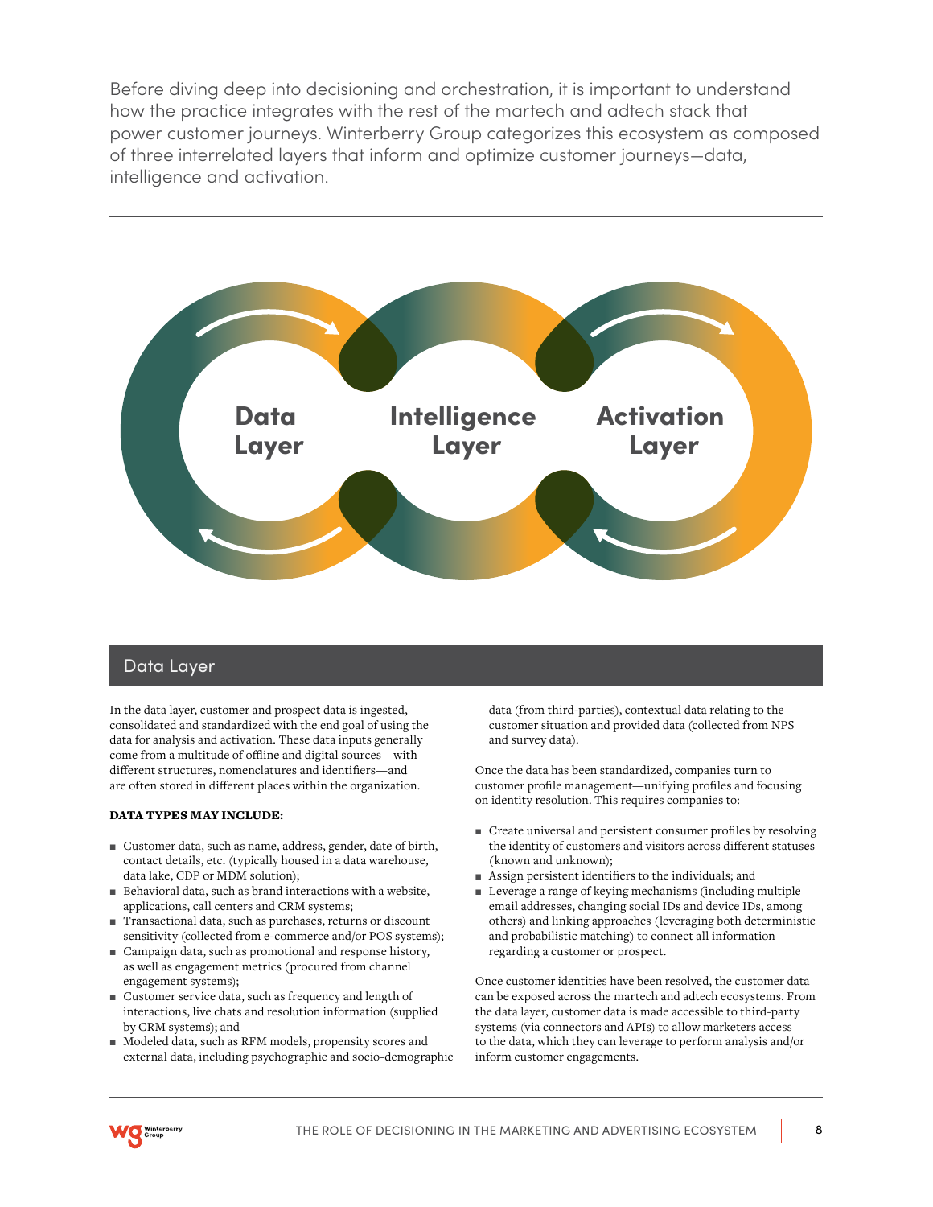Before diving deep into decisioning and orchestration, it is important to understand how the practice integrates with the rest of the martech and adtech stack that power customer journeys. Winterberry Group categorizes this ecosystem as composed of three interrelated layers that inform and optimize customer journeys—data, intelligence and activation.

Data Layer

Intelligence Layer

Activation Layer

## Data Layer

In the data layer, customer and prospect data is ingested, consolidated and standardized with the end goal of using the data for analysis and activation. These data inputs generally come from a multitude of offline and digital sources—with different structures, nomenclatures and identifiers—and are often stored in different places within the organization.

**DATA TYPES MAY INCLUDE:**

- Customer data, such as name, address, gender, date of birth, contact details, etc. (typically housed in a data warehouse, data lake, CDP or MDM solution);
- Behavioral data, such as brand interactions with a website, applications, call centers and CRM systems;
- Transactional data, such as purchases, returns or discount sensitivity (collected from e-commerce and/or POS systems);
- Campaign data, such as promotional and response history, as well as engagement metrics (procured from channel engagement systems);
- Customer service data, such as frequency and length of interactions, live chats and resolution information (supplied by CRM systems); and
- Modeled data, such as RFM models, propensity scores and external data, including psychographic and socio-demographic data (from third-parties), contextual data relating to the customer situation and provided data (collected from NPS and survey data).

Once the data has been standardized, companies turn to customer profile management—unifying profiles and focusing on identity resolution. This requires companies to:

- Create universal and persistent consumer profiles by resolving the identity of customers and visitors across different statuses (known and unknown);
- Assign persistent identifiers to the individuals; and
- Leverage a range of keying mechanisms (including multiple email addresses, changing social IDs and device IDs, among others) and linking approaches (leveraging both deterministic and probabilistic matching) to connect all information regarding a customer or prospect.

Once customer identities have been resolved, the customer data can be exposed across the martech and adtech ecosystems. From the data layer, customer data is made accessible to third-party systems (via connectors and APIs) to allow marketers access to the data, which they can leverage to perform analysis and/or inform customer engagements.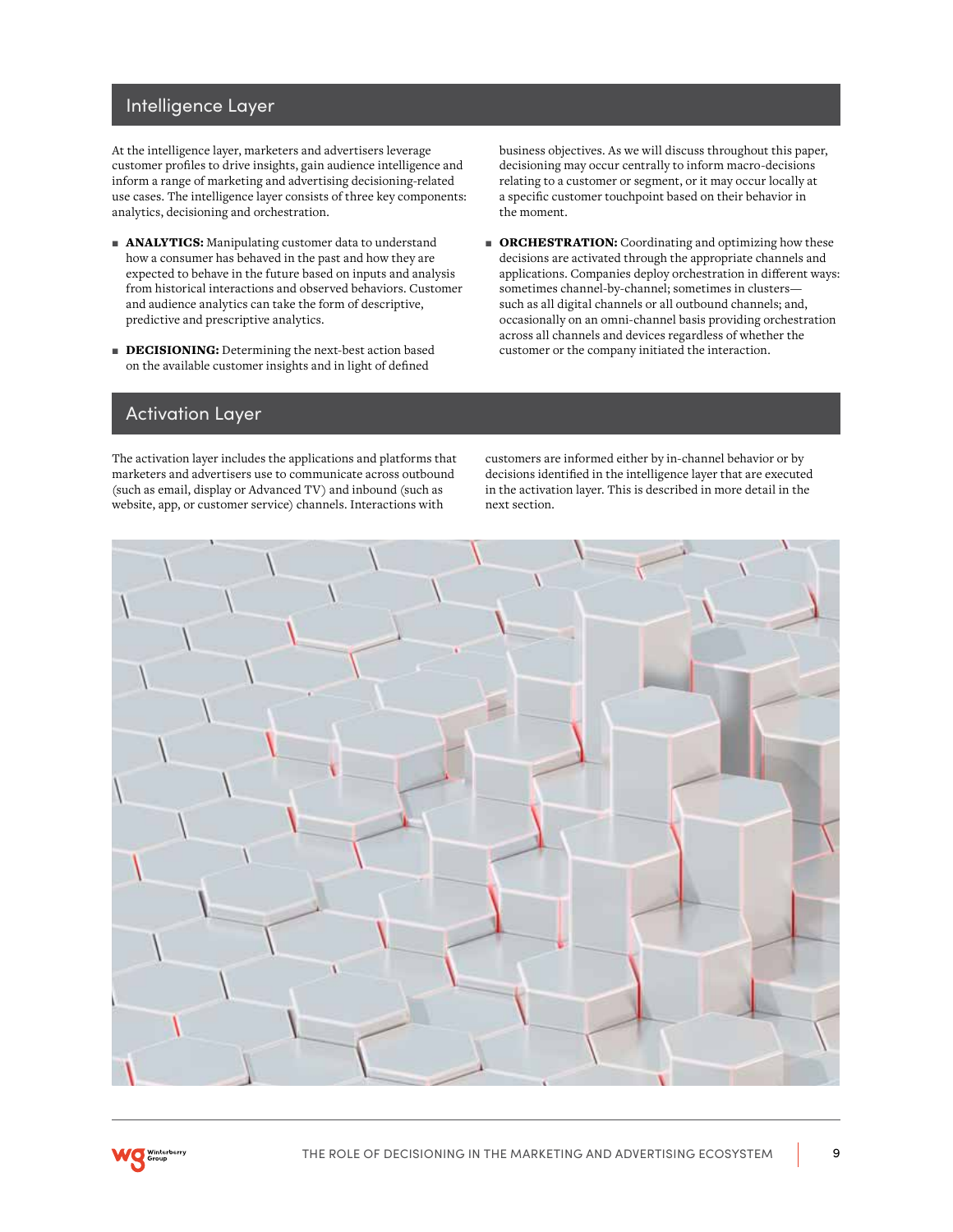## Intelligence Layer

At the intelligence layer, marketers and advertisers leverage customer profiles to drive insights, gain audience intelligence and inform a range of marketing and advertising decisioning-related use cases. The intelligence layer consists of three key components: analytics, decisioning and orchestration.

- **ANALYTICS:** Manipulating customer data to understand how a consumer has behaved in the past and how they are expected to behave in the future based on inputs and analysis from historical interactions and observed behaviors. Customer and audience analytics can take the form of descriptive, predictive and prescriptive analytics.
- **DECISIONING:** Determining the next-best action based on the available customer insights and in light of defined business objectives. As we will discuss throughout this paper, decisioning may occur centrally to inform macro-decisions relating to a customer or segment, or it may occur locally at a specific customer touchpoint based on their behavior in the moment.
- **ORCHESTRATION:** Coordinating and optimizing how these decisions are activated through the appropriate channels and applications. Companies deploy orchestration in different ways: sometimes channel-by-channel; sometimes in clusters—such as all digital channels or all outbound channels; and, occasionally on an omni-channel basis providing orchestration across all channels and devices regardless of whether the customer or the company initiated the interaction.

## Activation Layer

The activation layer includes the applications and platforms that marketers and advertisers use to communicate across outbound (such as email, display or Advanced TV) and inbound (such as website, app, or customer service) channels. Interactions with customers are informed either by in-channel behavior or by decisions identified in the intelligence layer that are executed in the activation layer. This is described in more detail in the next section.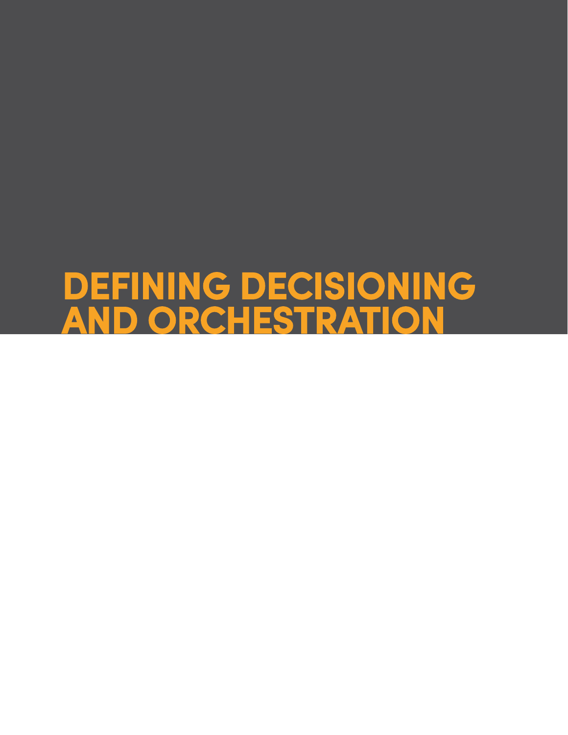# DEFINING DECISIONING AND ORCHESTRATION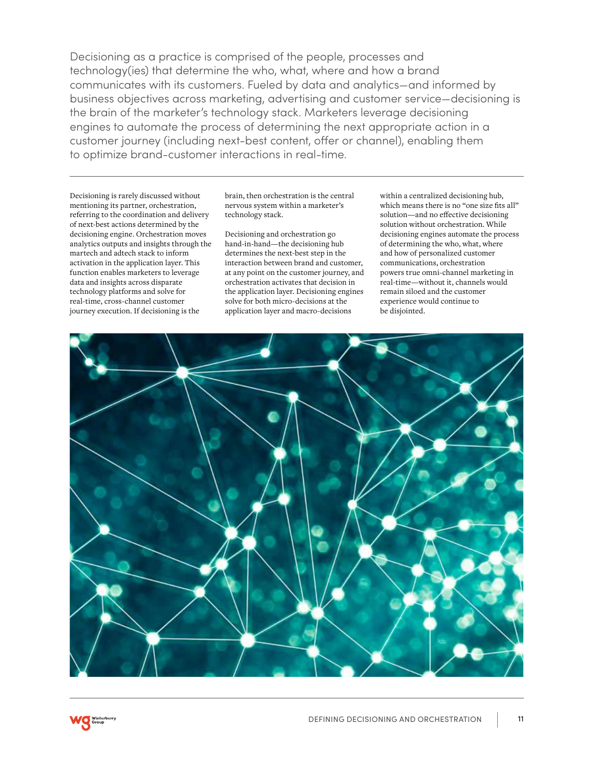Decisioning as a practice is comprised of the people, processes and technology(ies) that determine the who, what, where and how a brand communicates with its customers. Fueled by data and analytics—and informed by business objectives across marketing, advertising and customer service—decisioning is the brain of the marketer's technology stack. Marketers leverage decisioning engines to automate the process of determining the next appropriate action in a customer journey (including next-best content, offer or channel), enabling them to optimize brand-customer interactions in real-time.

Decisioning is rarely discussed without mentioning its partner, orchestration, referring to the coordination and delivery of next-best actions determined by the decisioning engine. Orchestration moves analytics outputs and insights through the martech and adtech stack to inform activation in the application layer. This function enables marketers to leverage data and insights across disparate technology platforms and solve for real-time, cross-channel customer journey execution. If decisioning is the brain, then orchestration is the central nervous system within a marketer's technology stack.

Decisioning and orchestration go hand-in-hand—the decisioning hub determines the next-best step in the interaction between brand and customer, at any point on the customer journey, and orchestration activates that decision in the application layer. Decisioning engines solve for both micro-decisions at the application layer and macro-decisions within a centralized decisioning hub, which means there is no "one size fits all" solution—and no effective decisioning solution without orchestration. While decisioning engines automate the process of determining the who, what, where and how of personalized customer communications, orchestration powers true omni-channel marketing in real-time—without it, channels would remain siloed and the customer experience would continue to be disjointed.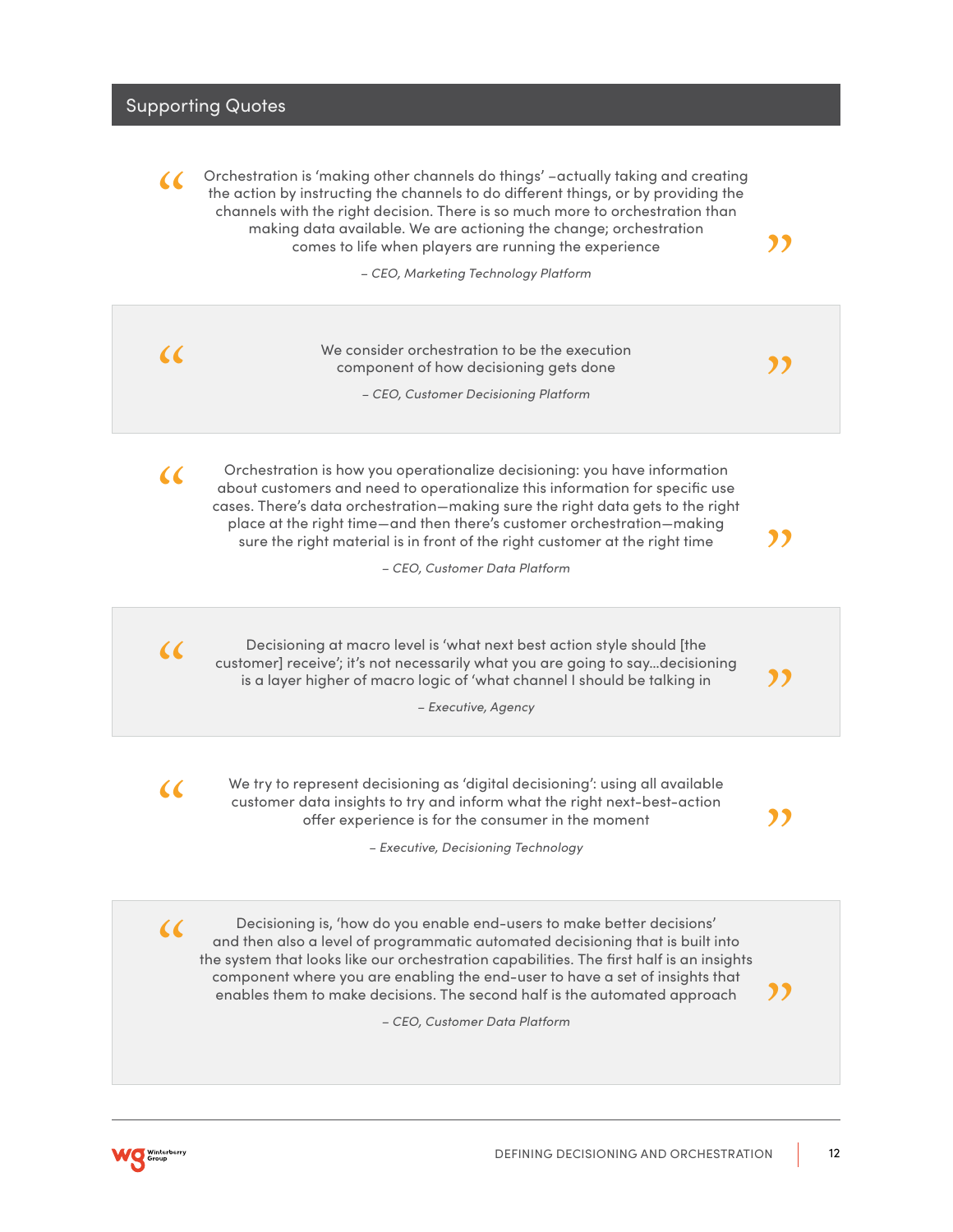## Supporting Quotes

> "Orchestration is 'making other channels do things' –actually taking and creating the action by instructing the channels to do different things, or by providing the channels with the right decision. There is so much more to orchestration than making data available. We are actioning the change; orchestration comes to life when players are running the experience"
>
> *– CEO, Marketing Technology Platform*

> "We consider orchestration to be the execution component of how decisioning gets done"
>
> *– CEO, Customer Decisioning Platform*

> "Orchestration is how you operationalize decisioning: you have information about customers and need to operationalize this information for specific use cases. There's data orchestration—making sure the right data gets to the right place at the right time—and then there's customer orchestration—making sure the right material is in front of the right customer at the right time"
>
> *– CEO, Customer Data Platform*

> "Decisioning at macro level is 'what next best action style should [the customer] receive'; it's not necessarily what you are going to say…decisioning is a layer higher of macro logic of 'what channel I should be talking in"
>
> *– Executive, Agency*

> "We try to represent decisioning as 'digital decisioning': using all available customer data insights to try and inform what the right next-best-action offer experience is for the consumer in the moment"
>
> *– Executive, Decisioning Technology*

> "Decisioning is, 'how do you enable end-users to make better decisions' and then also a level of programmatic automated decisioning that is built into the system that looks like our orchestration capabilities. The first half is an insights component where you are enabling the end-user to have a set of insights that enables them to make decisions. The second half is the automated approach"
>
> *– CEO, Customer Data Platform*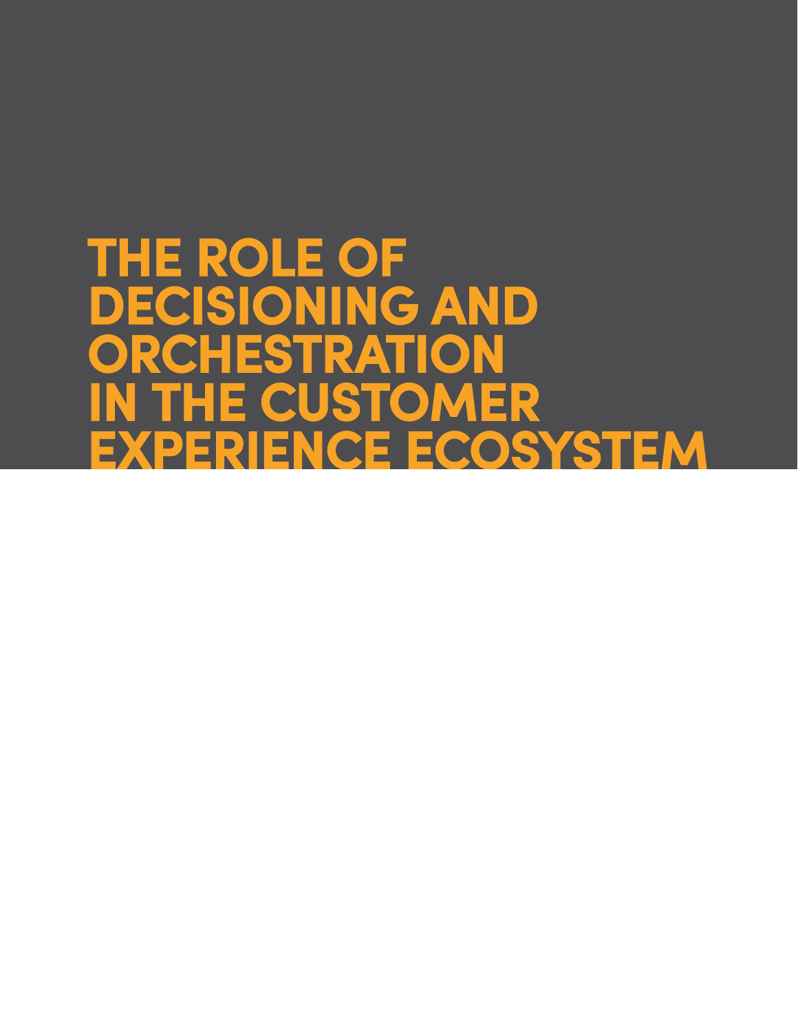# THE ROLE OF DECISIONING AND ORCHESTRATION IN THE CUSTOMER EXPERIENCE ECOSYSTEM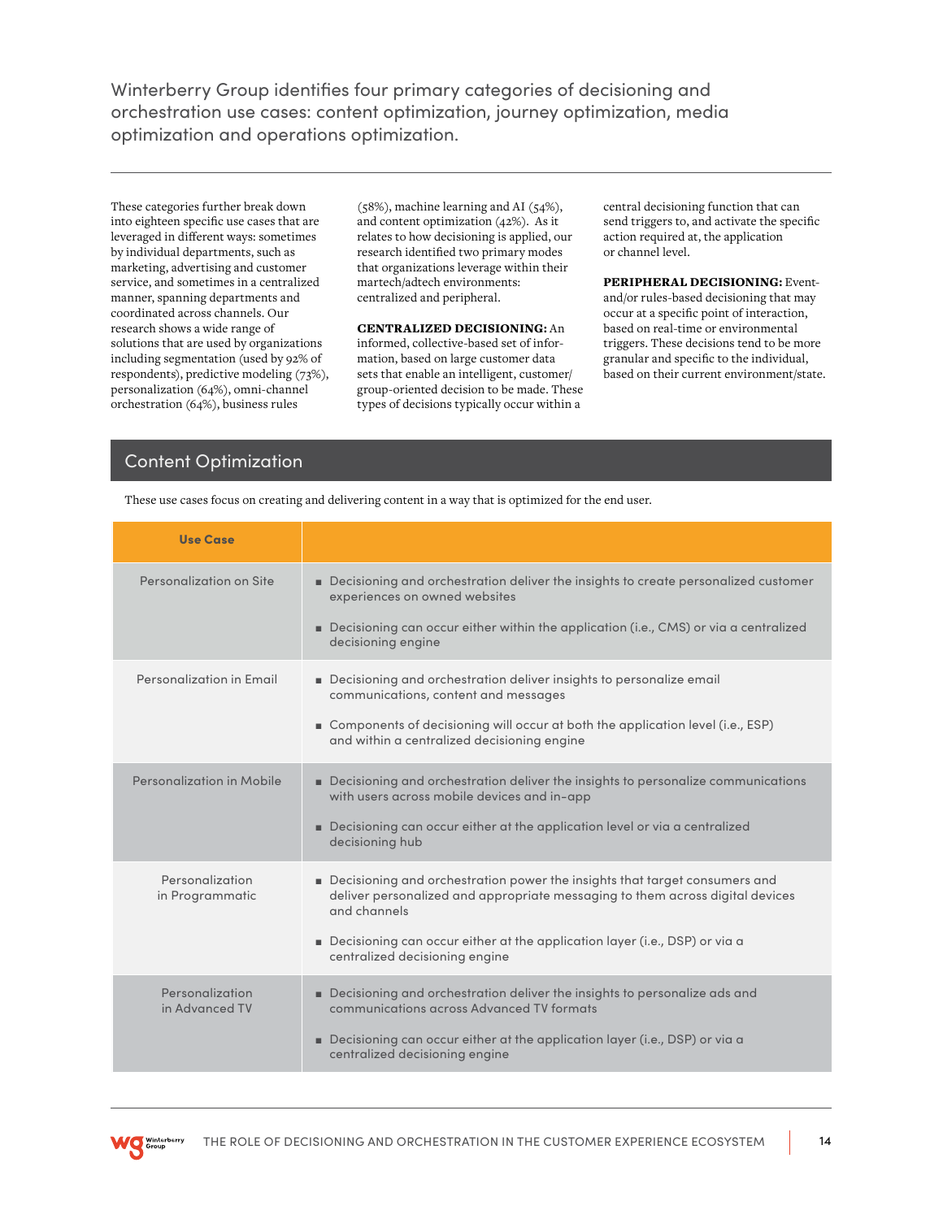## Winterberry Group identifies four primary categories of decisioning and orchestration use cases: content optimization, journey optimization, media optimization and operations optimization.

These categories further break down into eighteen specific use cases that are leveraged in different ways: sometimes by individual departments, such as marketing, advertising and customer service, and sometimes in a centralized manner, spanning departments and coordinated across channels. Our research shows a wide range of solutions that are used by organizations including segmentation (used by 92% of respondents), predictive modeling (73%), personalization (64%), omni-channel orchestration (64%), business rules (58%), machine learning and AI (54%), and content optimization (42%). As it relates to how decisioning is applied, our research identified two primary modes that organizations leverage within their martech/adtech environments: centralized and peripheral.

**CENTRALIZED DECISIONING:** An informed, collective-based set of information, based on large customer data sets that enable an intelligent, customer/group-oriented decision to be made. These types of decisions typically occur within a central decisioning function that can send triggers to, and activate the specific action required at, the application or channel level.

**PERIPHERAL DECISIONING:** Event-and/or rules-based decisioning that may occur at a specific point of interaction, based on real-time or environmental triggers. These decisions tend to be more granular and specific to the individual, based on their current environment/state.

## Content Optimization

These use cases focus on creating and delivering content in a way that is optimized for the end user.

| Use Case | |
|---|---|
| Personalization on Site | ■ Decisioning and orchestration deliver the insights to create personalized customer experiences on owned websites<br>■ Decisioning can occur either within the application (i.e., CMS) or via a centralized decisioning engine |
| Personalization in Email | ■ Decisioning and orchestration deliver insights to personalize email communications, content and messages<br>■ Components of decisioning will occur at both the application level (i.e., ESP) and within a centralized decisioning engine |
| Personalization in Mobile | ■ Decisioning and orchestration deliver the insights to personalize communications with users across mobile devices and in-app<br>■ Decisioning can occur either at the application level or via a centralized decisioning hub |
| Personalization in Programmatic | ■ Decisioning and orchestration power the insights that target consumers and deliver personalized and appropriate messaging to them across digital devices and channels<br>■ Decisioning can occur either at the application layer (i.e., DSP) or via a centralized decisioning engine |
| Personalization in Advanced TV | ■ Decisioning and orchestration deliver the insights to personalize ads and communications across Advanced TV formats<br>■ Decisioning can occur either at the application layer (i.e., DSP) or via a centralized decisioning engine |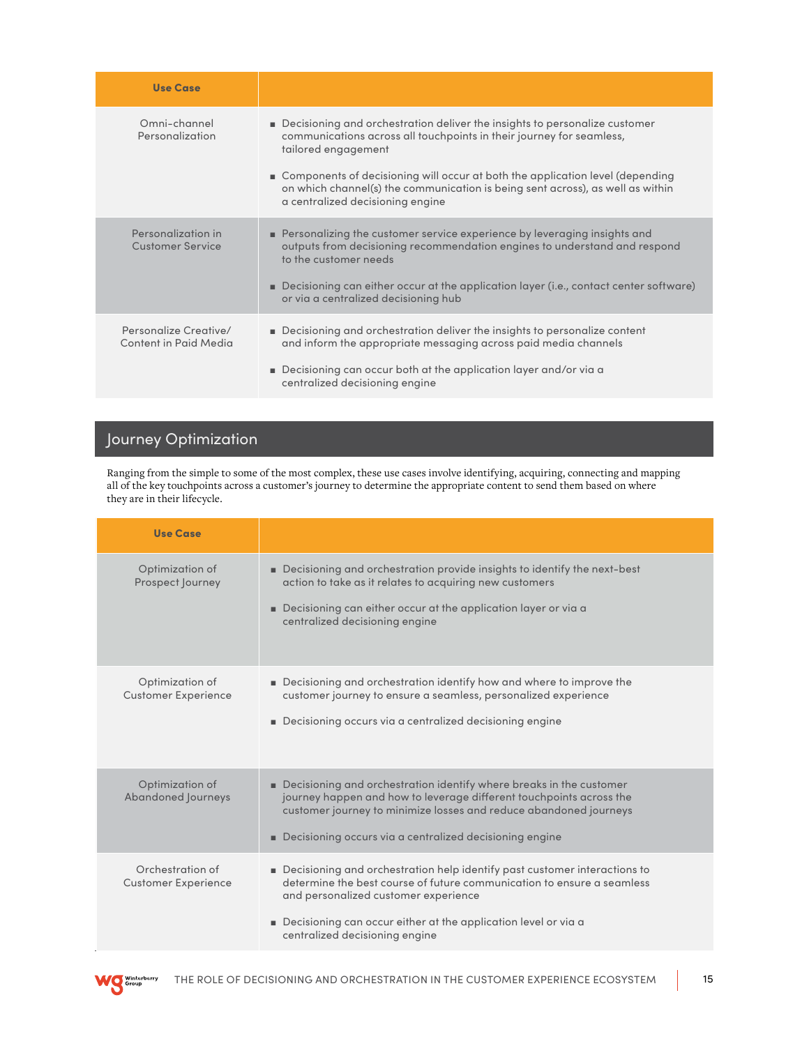| Use Case | |
|---|---|
| Omni-channel Personalization | ■ Decisioning and orchestration deliver the insights to personalize customer communications across all touchpoints in their journey for seamless, tailored engagement<br><br>■ Components of decisioning will occur at both the application level (depending on which channel(s) the communication is being sent across), as well as within a centralized decisioning engine |
| Personalization in Customer Service | ■ Personalizing the customer service experience by leveraging insights and outputs from decisioning recommendation engines to understand and respond to the customer needs<br><br>■ Decisioning can either occur at the application layer (i.e., contact center software) or via a centralized decisioning hub |
| Personalize Creative/ Content in Paid Media | ■ Decisioning and orchestration deliver the insights to personalize content and inform the appropriate messaging across paid media channels<br><br>■ Decisioning can occur both at the application layer and/or via a centralized decisioning engine |

## Journey Optimization

Ranging from the simple to some of the most complex, these use cases involve identifying, acquiring, connecting and mapping all of the key touchpoints across a customer's journey to determine the appropriate content to send them based on where they are in their lifecycle.

| Use Case | |
|---|---|
| Optimization of Prospect Journey | ■ Decisioning and orchestration provide insights to identify the next-best action to take as it relates to acquiring new customers<br><br>■ Decisioning can either occur at the application layer or via a centralized decisioning engine |
| Optimization of Customer Experience | ■ Decisioning and orchestration identify how and where to improve the customer journey to ensure a seamless, personalized experience<br><br>■ Decisioning occurs via a centralized decisioning engine |
| Optimization of Abandoned Journeys | ■ Decisioning and orchestration identify where breaks in the customer journey happen and how to leverage different touchpoints across the customer journey to minimize losses and reduce abandoned journeys<br><br>■ Decisioning occurs via a centralized decisioning engine |
| Orchestration of Customer Experience | ■ Decisioning and orchestration help identify past customer interactions to determine the best course of future communication to ensure a seamless and personalized customer experience<br><br>■ Decisioning can occur either at the application level or via a centralized decisioning engine |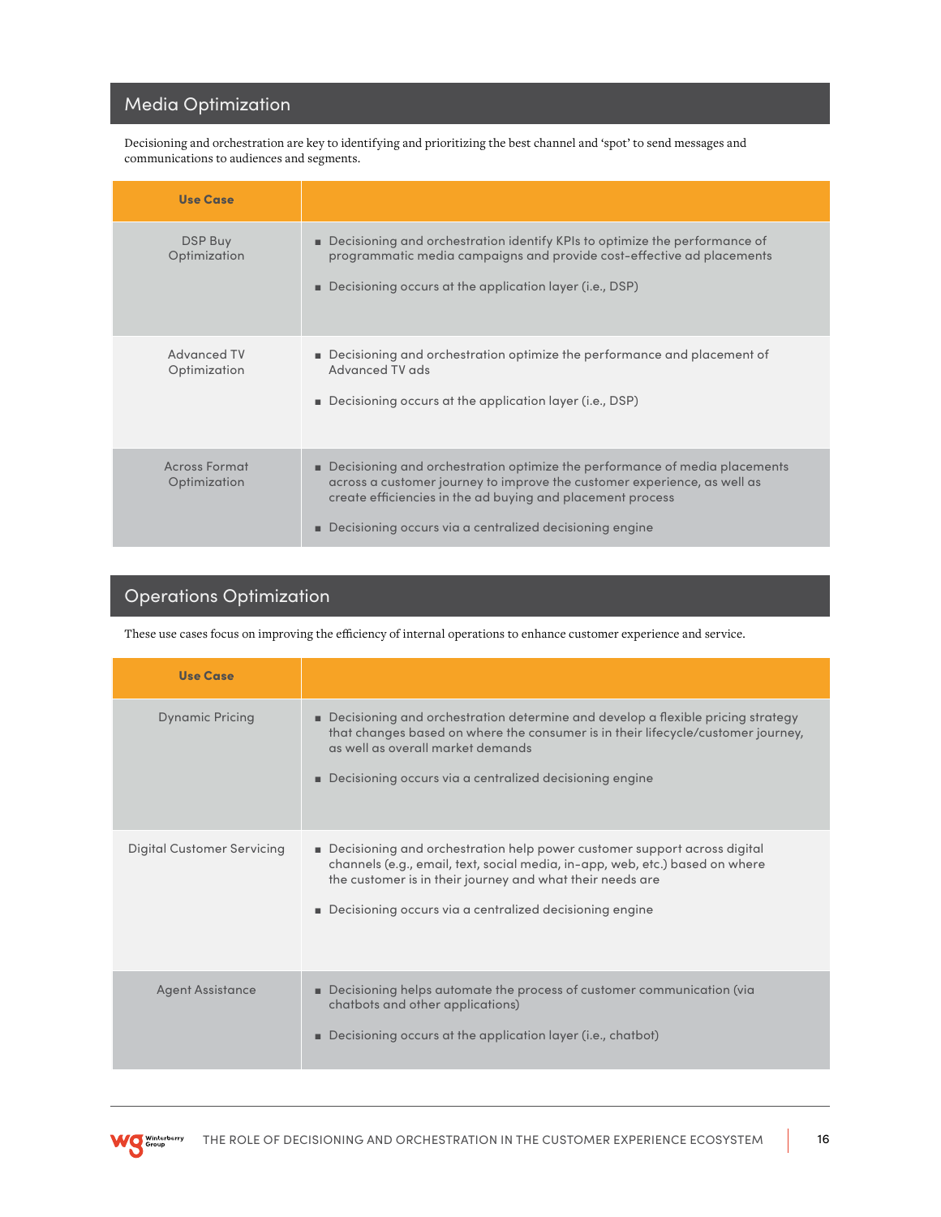## Media Optimization

Decisioning and orchestration are key to identifying and prioritizing the best channel and 'spot' to send messages and communications to audiences and segments.

| Use Case | |
|---|---|
| DSP Buy Optimization | ■ Decisioning and orchestration identify KPIs to optimize the performance of programmatic media campaigns and provide cost-effective ad placements<br><br>■ Decisioning occurs at the application layer (i.e., DSP) |
| Advanced TV Optimization | ■ Decisioning and orchestration optimize the performance and placement of Advanced TV ads<br><br>■ Decisioning occurs at the application layer (i.e., DSP) |
| Across Format Optimization | ■ Decisioning and orchestration optimize the performance of media placements across a customer journey to improve the customer experience, as well as create efficiencies in the ad buying and placement process<br><br>■ Decisioning occurs via a centralized decisioning engine |

## Operations Optimization

These use cases focus on improving the efficiency of internal operations to enhance customer experience and service.

| Use Case | |
|---|---|
| Dynamic Pricing | ■ Decisioning and orchestration determine and develop a flexible pricing strategy that changes based on where the consumer is in their lifecycle/customer journey, as well as overall market demands<br><br>■ Decisioning occurs via a centralized decisioning engine |
| Digital Customer Servicing | ■ Decisioning and orchestration help power customer support across digital channels (e.g., email, text, social media, in-app, web, etc.) based on where the customer is in their journey and what their needs are<br><br>■ Decisioning occurs via a centralized decisioning engine |
| Agent Assistance | ■ Decisioning helps automate the process of customer communication (via chatbots and other applications)<br><br>■ Decisioning occurs at the application layer (i.e., chatbot) |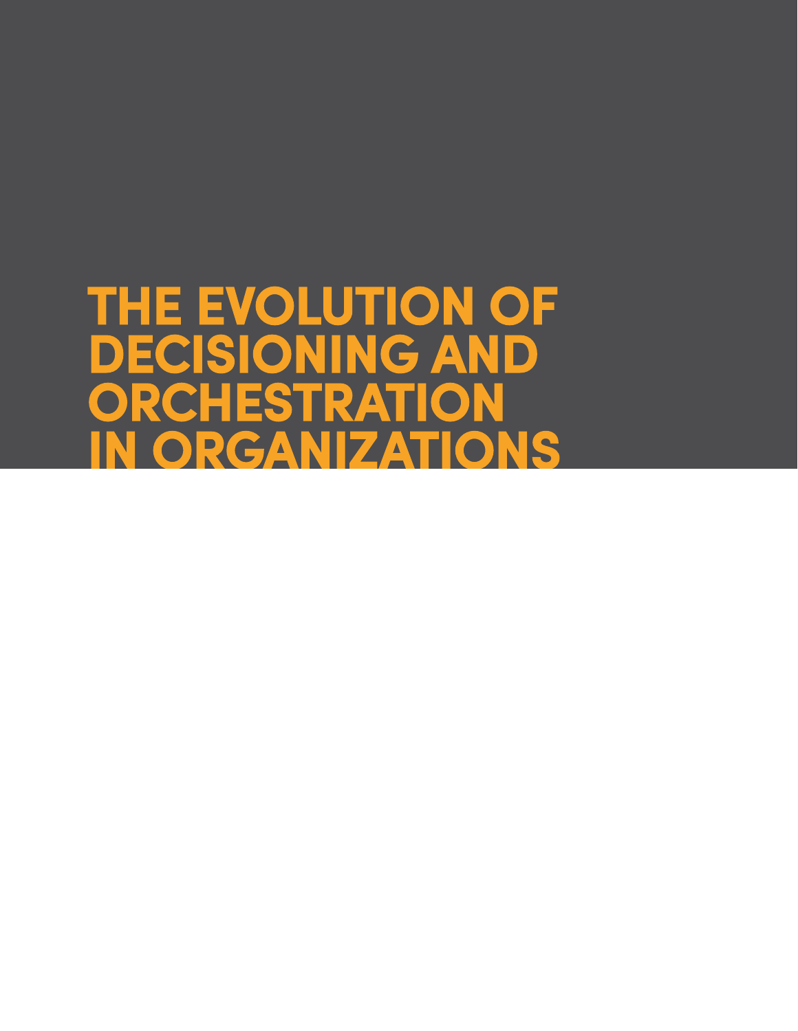# THE EVOLUTION OF DECISIONING AND ORCHESTRATION IN ORGANIZATIONS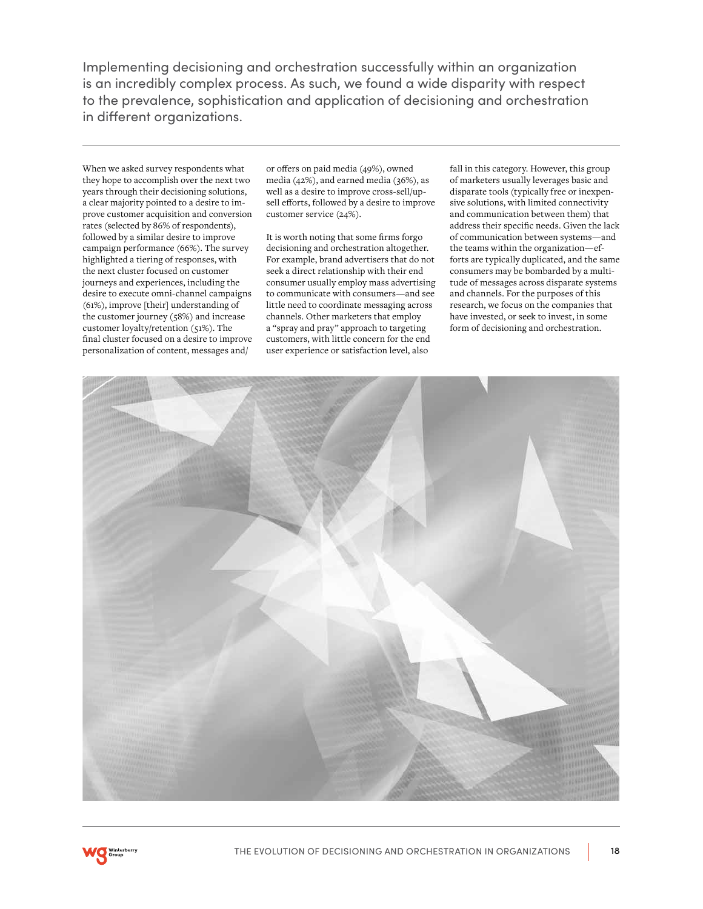Implementing decisioning and orchestration successfully within an organization is an incredibly complex process. As such, we found a wide disparity with respect to the prevalence, sophistication and application of decisioning and orchestration in different organizations.

When we asked survey respondents what they hope to accomplish over the next two years through their decisioning solutions, a clear majority pointed to a desire to improve customer acquisition and conversion rates (selected by 86% of respondents), followed by a similar desire to improve campaign performance (66%). The survey highlighted a tiering of responses, with the next cluster focused on customer journeys and experiences, including the desire to execute omni-channel campaigns (61%), improve [their] understanding of the customer journey (58%) and increase customer loyalty/retention (51%). The final cluster focused on a desire to improve personalization of content, messages and/or offers on paid media (49%), owned media (42%), and earned media (36%), as well as a desire to improve cross-sell/up-sell efforts, followed by a desire to improve customer service (24%).

It is worth noting that some firms forgo decisioning and orchestration altogether. For example, brand advertisers that do not seek a direct relationship with their end consumer usually employ mass advertising to communicate with consumers—and see little need to coordinate messaging across channels. Other marketers that employ a "spray and pray" approach to targeting customers, with little concern for the end user experience or satisfaction level, also fall in this category. However, this group of marketers usually leverages basic and disparate tools (typically free or inexpensive solutions, with limited connectivity and communication between them) that address their specific needs. Given the lack of communication between systems—and the teams within the organization—efforts are typically duplicated, and the same consumers may be bombarded by a multitude of messages across disparate systems and channels. For the purposes of this research, we focus on the companies that have invested, or seek to invest, in some form of decisioning and orchestration.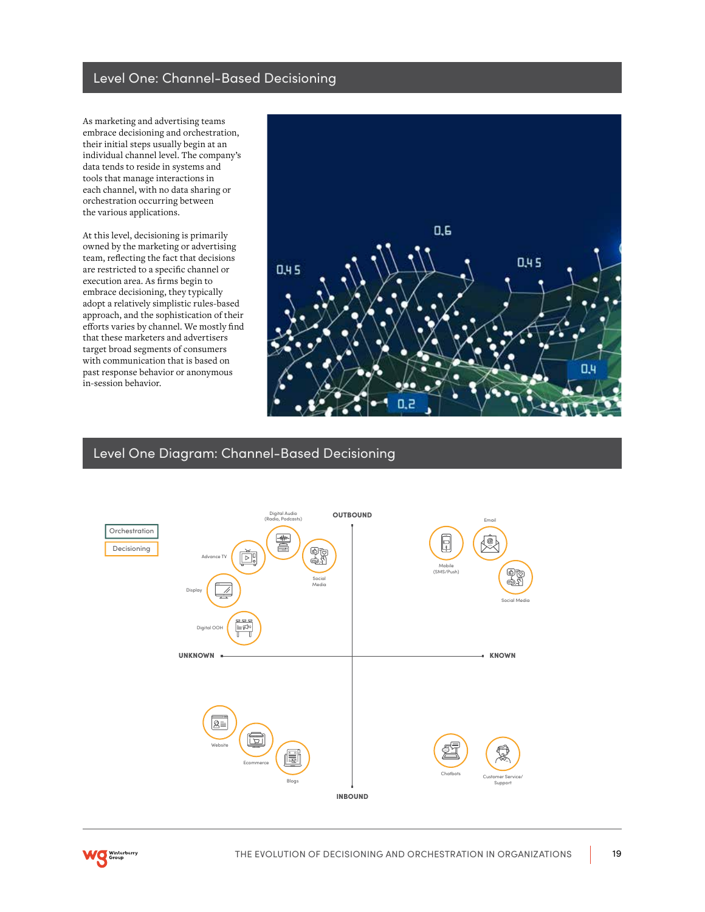## Level One: Channel-Based Decisioning

As marketing and advertising teams embrace decisioning and orchestration, their initial steps usually begin at an individual channel level. The company's data tends to reside in systems and tools that manage interactions in each channel, with no data sharing or orchestration occurring between the various applications.

At this level, decisioning is primarily owned by the marketing or advertising team, reflecting the fact that decisions are restricted to a specific channel or execution area. As firms begin to embrace decisioning, they typically adopt a relatively simplistic rules-based approach, and the sophistication of their efforts varies by channel. We mostly find that these marketers and advertisers target broad segments of consumers with communication that is based on past response behavior or anonymous in-session behavior.

## Level One Diagram: Channel-Based Decisioning

Orchestration

Decisioning

OUTBOUND

UNKNOWN

KNOWN

INBOUND

Digital Audio (Radio, Podcasts)

Advance TV

Social Media

Display

Digital OOH

Email

Mobile (SMS/Push)

Social Media

Website

Ecommerce

Blogs

Chatbots

Customer Service/ Support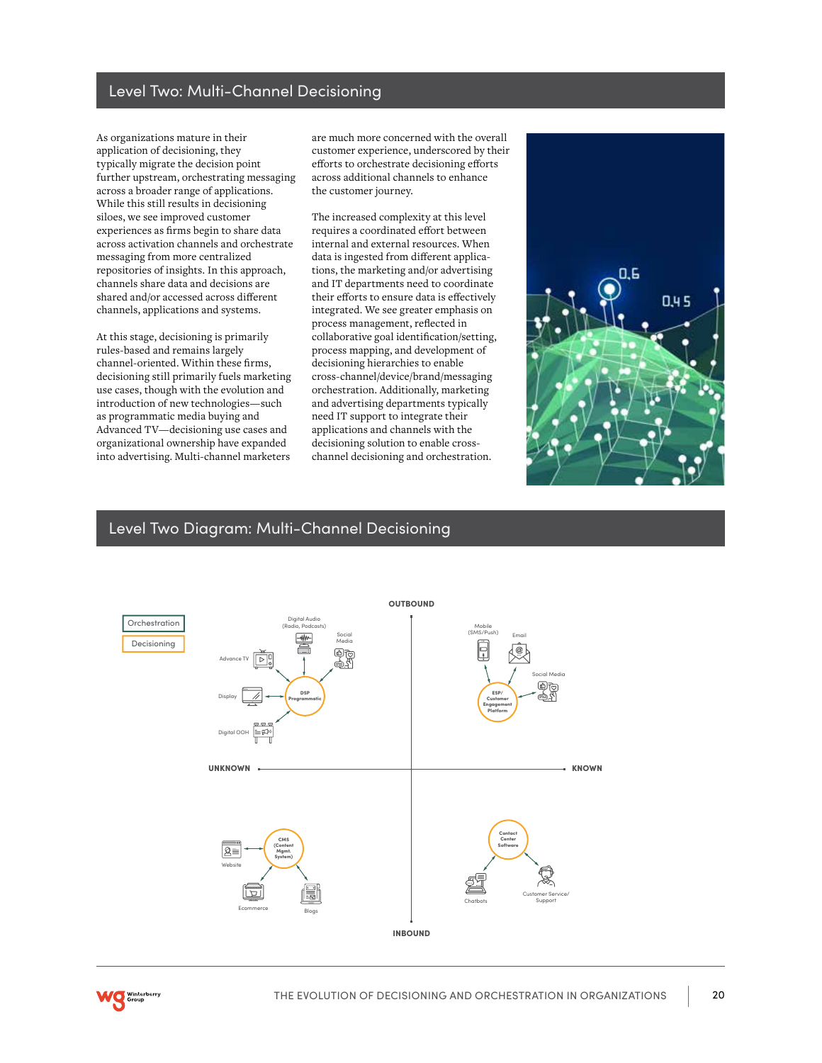## Level Two: Multi-Channel Decisioning

As organizations mature in their application of decisioning, they typically migrate the decision point further upstream, orchestrating messaging across a broader range of applications. While this still results in decisioning siloes, we see improved customer experiences as firms begin to share data across activation channels and orchestrate messaging from more centralized repositories of insights. In this approach, channels share data and decisions are shared and/or accessed across different channels, applications and systems.

At this stage, decisioning is primarily rules-based and remains largely channel-oriented. Within these firms, decisioning still primarily fuels marketing use cases, though with the evolution and introduction of new technologies—such as programmatic media buying and Advanced TV—decisioning use cases and organizational ownership have expanded into advertising. Multi-channel marketers are much more concerned with the overall customer experience, underscored by their efforts to orchestrate decisioning efforts across additional channels to enhance the customer journey.

The increased complexity at this level requires a coordinated effort between internal and external resources. When data is ingested from different applications, the marketing and/or advertising and IT departments need to coordinate their efforts to ensure data is effectively integrated. We see greater emphasis on process management, reflected in collaborative goal identification/setting, process mapping, and development of decisioning hierarchies to enable cross-channel/device/brand/messaging orchestration. Additionally, marketing and advertising departments typically need IT support to integrate their applications and channels with the decisioning solution to enable cross-channel decisioning and orchestration.

## Level Two Diagram: Multi-Channel Decisioning

Orchestration

Decisioning

OUTBOUND

UNKNOWN

KNOWN

INBOUND

DSP Programmatic: Digital Audio (Radio, Podcasts), Social Media, Advance TV, Display, Digital OOH

ESP/ Customer Engagement Platform: Mobile (SMS/Push), Email, Social Media

CMS (Content Mgmt. System): Website, Ecommerce, Blogs

Contact Center Software: Chatbots, Customer Service/ Support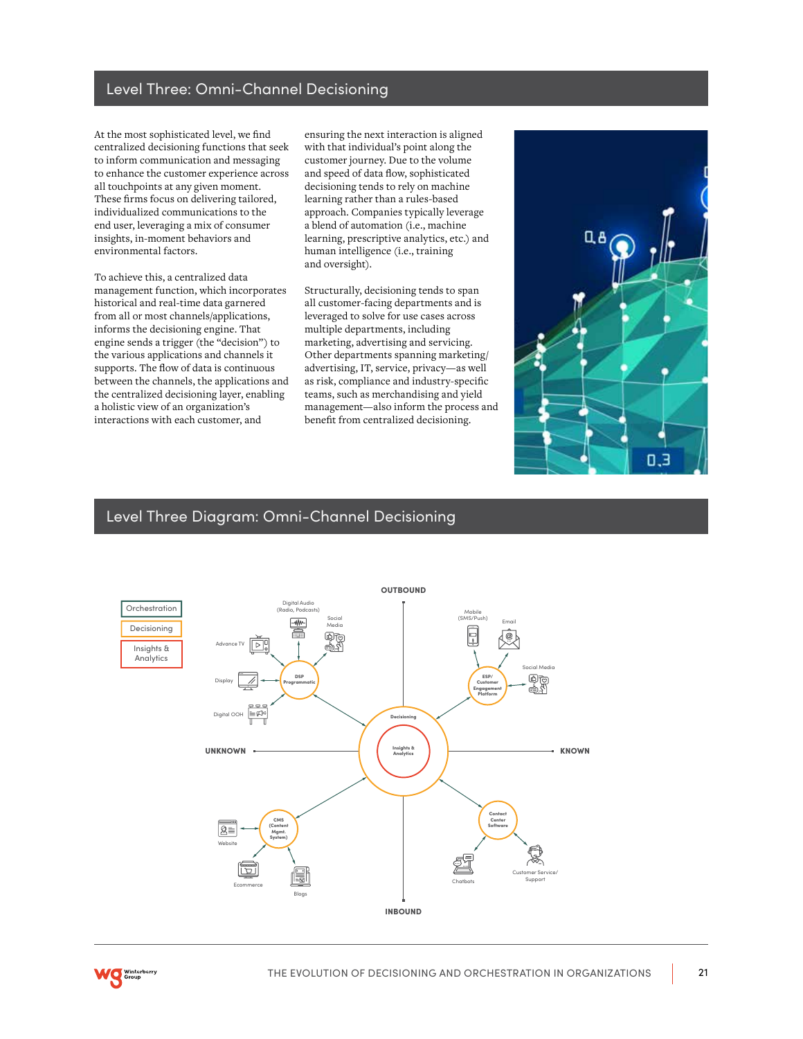## Level Three: Omni-Channel Decisioning

At the most sophisticated level, we find centralized decisioning functions that seek to inform communication and messaging to enhance the customer experience across all touchpoints at any given moment. These firms focus on delivering tailored, individualized communications to the end user, leveraging a mix of consumer insights, in-moment behaviors and environmental factors.

To achieve this, a centralized data management function, which incorporates historical and real-time data garnered from all or most channels/applications, informs the decisioning engine. That engine sends a trigger (the "decision") to the various applications and channels it supports. The flow of data is continuous between the channels, the applications and the centralized decisioning layer, enabling a holistic view of an organization's interactions with each customer, and ensuring the next interaction is aligned with that individual's point along the customer journey. Due to the volume and speed of data flow, sophisticated decisioning tends to rely on machine learning rather than a rules-based approach. Companies typically leverage a blend of automation (i.e., machine learning, prescriptive analytics, etc.) and human intelligence (i.e., training and oversight).

Structurally, decisioning tends to span all customer-facing departments and is leveraged to solve for use cases across multiple departments, including marketing, advertising and servicing. Other departments spanning marketing/advertising, IT, service, privacy—as well as risk, compliance and industry-specific teams, such as merchandising and yield management—also inform the process and benefit from centralized decisioning.

## Level Three Diagram: Omni-Channel Decisioning

Orchestration
Decisioning
Insights & Analytics

OUTBOUND

INBOUND

UNKNOWN

KNOWN

Decisioning

Insights & Analytics

DSP Programmatic: Digital Audio (Radio, Podcasts), Social Media, Advance TV, Display, Digital OOH

ESP/ Customer Engagement Platform: Mobile (SMS/Push), Email, Social Media

CMS (Content Mgmt. System): Website, Ecommerce, Blogs

Contact Center Software: Chatbots, Customer Service/ Support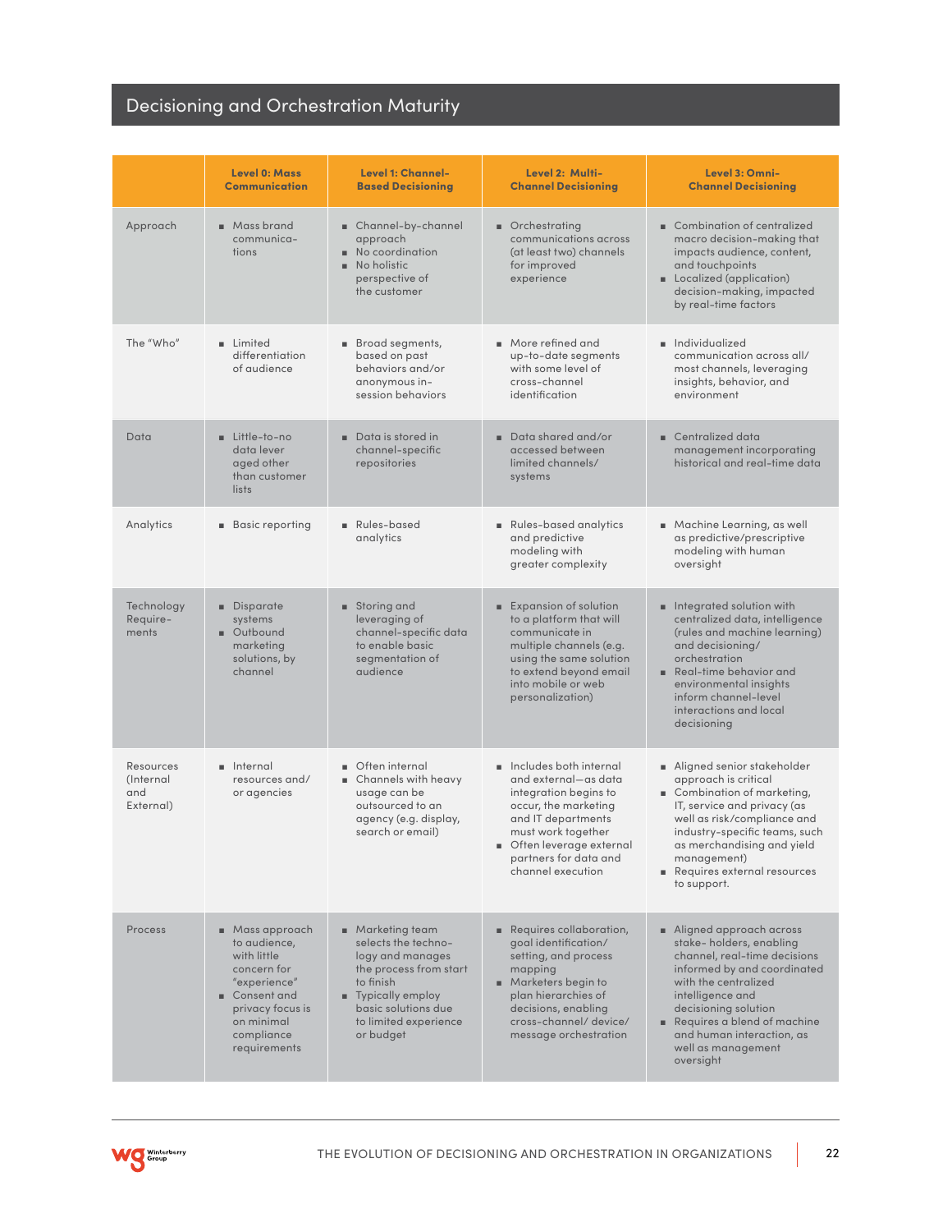## Decisioning and Orchestration Maturity

| | **Level 0: Mass Communication** | **Level 1: Channel-Based Decisioning** | **Level 2: Multi-Channel Decisioning** | **Level 3: Omni-Channel Decisioning** |
|---|---|---|---|---|
| Approach | ■ Mass brand communications | ■ Channel-by-channel approach<br>■ No coordination<br>■ No holistic perspective of the customer | ■ Orchestrating communications across (at least two) channels for improved experience | ■ Combination of centralized macro decision-making that impacts audience, content, and touchpoints<br>■ Localized (application) decision-making, impacted by real-time factors |
| The "Who" | ■ Limited differentiation of audience | ■ Broad segments, based on past behaviors and/or anonymous in-session behaviors | ■ More refined and up-to-date segments with some level of cross-channel identification | ■ Individualized communication across all/most channels, leveraging insights, behavior, and environment |
| Data | ■ Little-to-no data lever aged other than customer lists | ■ Data is stored in channel-specific repositories | ■ Data shared and/or accessed between limited channels/systems | ■ Centralized data management incorporating historical and real-time data |
| Analytics | ■ Basic reporting | ■ Rules-based analytics | ■ Rules-based analytics and predictive modeling with greater complexity | ■ Machine Learning, as well as predictive/prescriptive modeling with human oversight |
| Technology Requirements | ■ Disparate systems<br>■ Outbound marketing solutions, by channel | ■ Storing and leveraging of channel-specific data to enable basic segmentation of audience | ■ Expansion of solution to a platform that will communicate in multiple channels (e.g. using the same solution to extend beyond email into mobile or web personalization) | ■ Integrated solution with centralized data, intelligence (rules and machine learning) and decisioning/orchestration<br>■ Real-time behavior and environmental insights inform channel-level interactions and local decisioning |
| Resources (Internal and External) | ■ Internal resources and/or agencies | ■ Often internal<br>■ Channels with heavy usage can be outsourced to an agency (e.g. display, search or email) | ■ Includes both internal and external—as data integration begins to occur, the marketing and IT departments must work together<br>■ Often leverage external partners for data and channel execution | ■ Aligned senior stakeholder approach is critical<br>■ Combination of marketing, IT, service and privacy (as well as risk/compliance and industry-specific teams, such as merchandising and yield management)<br>■ Requires external resources to support. |
| Process | ■ Mass approach to audience, with little concern for "experience"<br>■ Consent and privacy focus is on minimal compliance requirements | ■ Marketing team selects the technology and manages the process from start to finish<br>■ Typically employ basic solutions due to limited experience or budget | ■ Requires collaboration, goal identification/setting, and process mapping<br>■ Marketers begin to plan hierarchies of decisions, enabling cross-channel/ device/ message orchestration | ■ Aligned approach across stake- holders, enabling channel, real-time decisions informed by and coordinated with the centralized intelligence and decisioning solution<br>■ Requires a blend of machine and human interaction, as well as management oversight |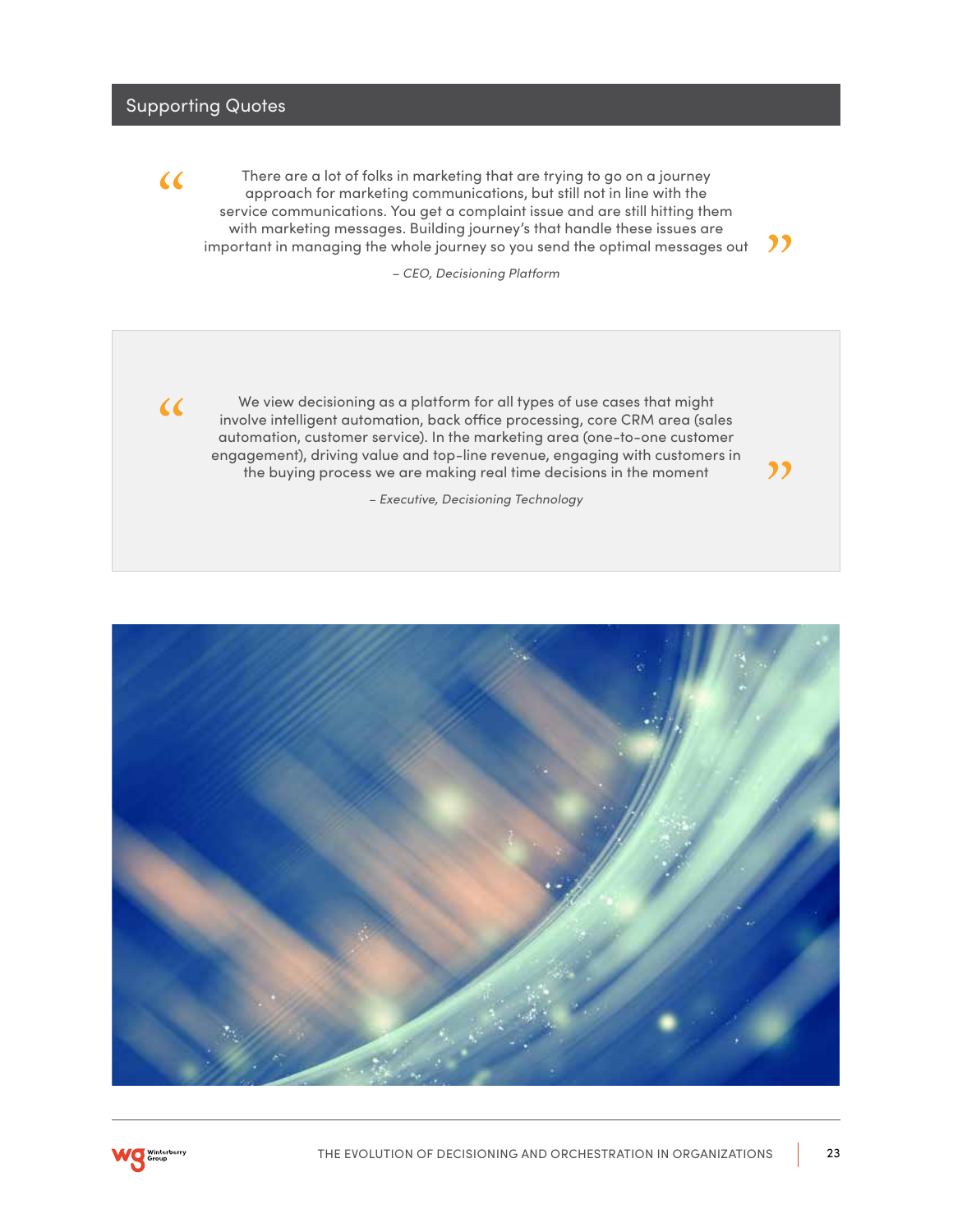## Supporting Quotes

> "There are a lot of folks in marketing that are trying to go on a journey approach for marketing communications, but still not in line with the service communications. You get a complaint issue and are still hitting them with marketing messages. Building journey's that handle these issues are important in managing the whole journey so you send the optimal messages out"
>
> *– CEO, Decisioning Platform*

> "We view decisioning as a platform for all types of use cases that might involve intelligent automation, back office processing, core CRM area (sales automation, customer service). In the marketing area (one-to-one customer engagement), driving value and top-line revenue, engaging with customers in the buying process we are making real time decisions in the moment"
>
> *– Executive, Decisioning Technology*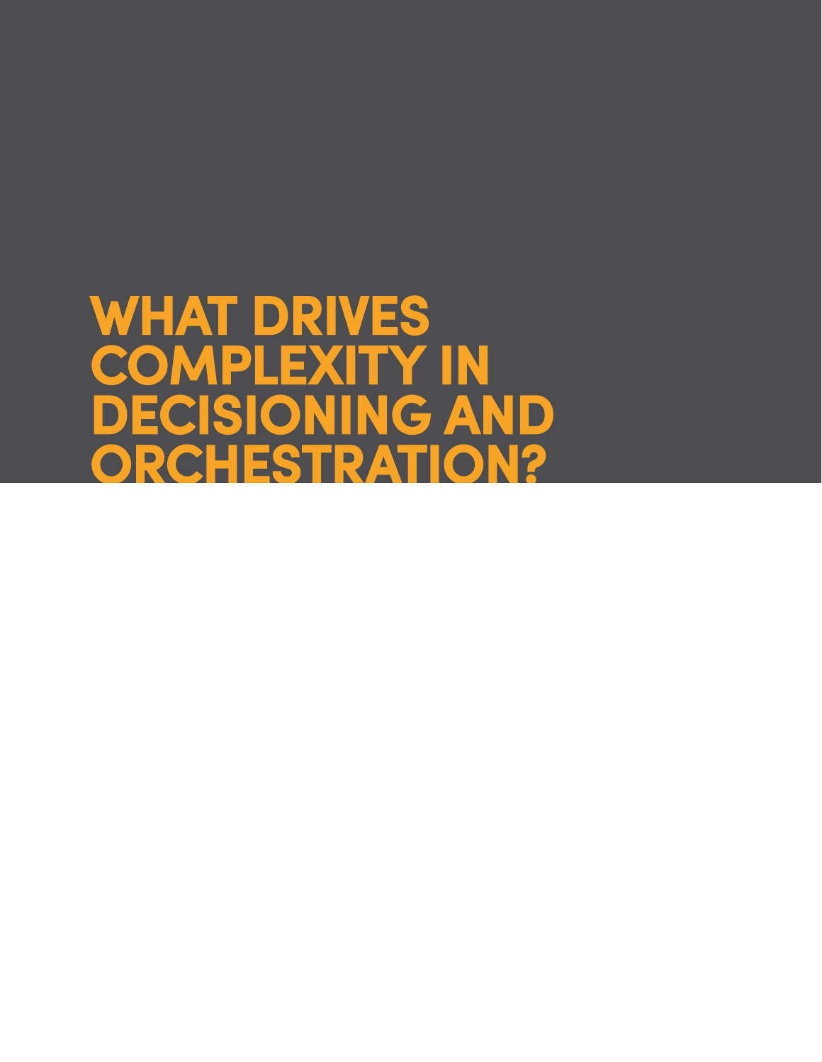# WHAT DRIVES COMPLEXITY IN DECISIONING AND ORCHESTRATION?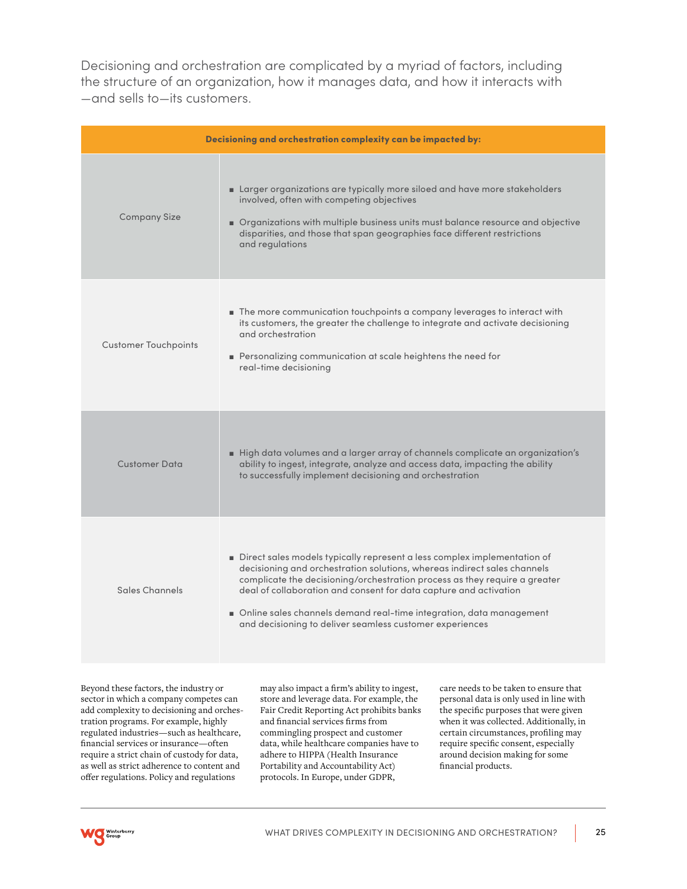Decisioning and orchestration are complicated by a myriad of factors, including the structure of an organization, how it manages data, and how it interacts with —and sells to—its customers.

| **Decisioning and orchestration complexity can be impacted by:** | |
|---|---|
| Company Size | ■ Larger organizations are typically more siloed and have more stakeholders involved, often with competing objectives<br>■ Organizations with multiple business units must balance resource and objective disparities, and those that span geographies face different restrictions and regulations |
| Customer Touchpoints | ■ The more communication touchpoints a company leverages to interact with its customers, the greater the challenge to integrate and activate decisioning and orchestration<br>■ Personalizing communication at scale heightens the need for real-time decisioning |
| Customer Data | ■ High data volumes and a larger array of channels complicate an organization's ability to ingest, integrate, analyze and access data, impacting the ability to successfully implement decisioning and orchestration |
| Sales Channels | ■ Direct sales models typically represent a less complex implementation of decisioning and orchestration solutions, whereas indirect sales channels complicate the decisioning/orchestration process as they require a greater deal of collaboration and consent for data capture and activation<br>■ Online sales channels demand real-time integration, data management and decisioning to deliver seamless customer experiences |

Beyond these factors, the industry or sector in which a company competes can add complexity to decisioning and orchestration programs. For example, highly regulated industries—such as healthcare, financial services or insurance—often require a strict chain of custody for data, as well as strict adherence to content and offer regulations. Policy and regulations may also impact a firm's ability to ingest, store and leverage data. For example, the Fair Credit Reporting Act prohibits banks and financial services firms from commingling prospect and customer data, while healthcare companies have to adhere to HIPPA (Health Insurance Portability and Accountability Act) protocols. In Europe, under GDPR, care needs to be taken to ensure that personal data is only used in line with the specific purposes that were given when it was collected. Additionally, in certain circumstances, profiling may require specific consent, especially around decision making for some financial products.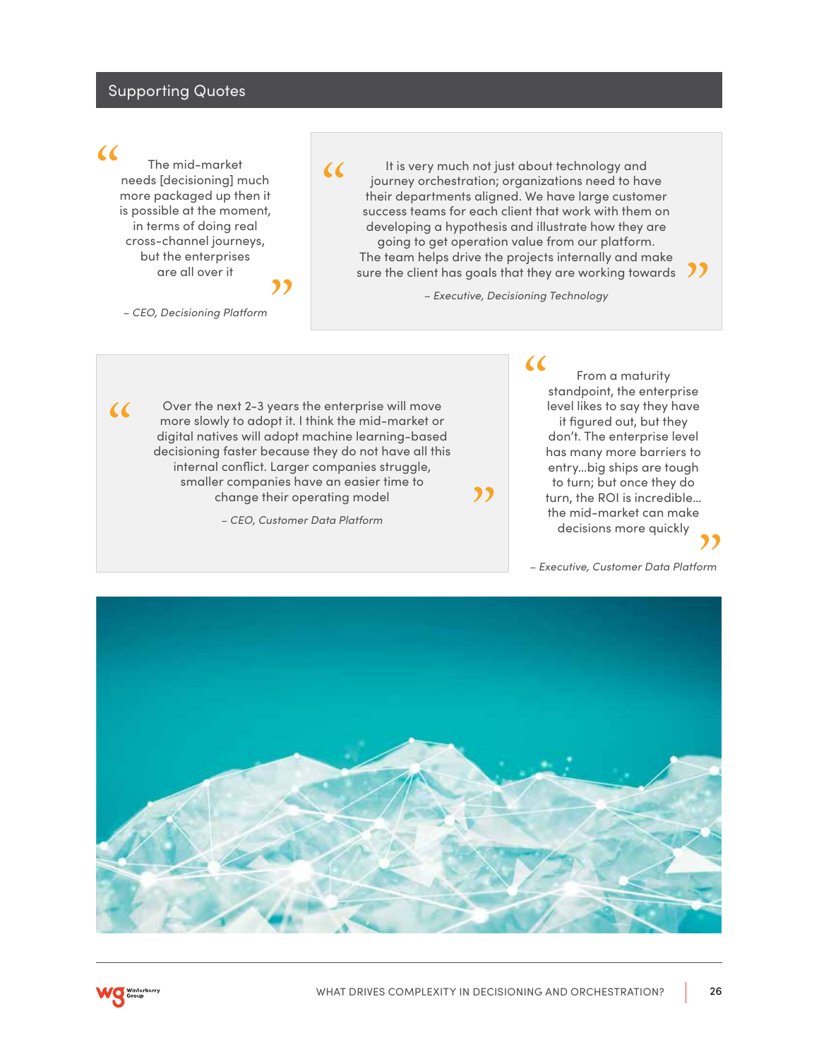## Supporting Quotes

> “The mid-market needs [decisioning] much more packaged up then it is possible at the moment, in terms of doing real cross-channel journeys, but the enterprises are all over it”
>
> *– CEO, Decisioning Platform*

> “It is very much not just about technology and journey orchestration; organizations need to have their departments aligned. We have large customer success teams for each client that work with them on developing a hypothesis and illustrate how they are going to get operation value from our platform. The team helps drive the projects internally and make sure the client has goals that they are working towards”
>
> *– Executive, Decisioning Technology*

> “Over the next 2-3 years the enterprise will move more slowly to adopt it. I think the mid-market or digital natives will adopt machine learning-based decisioning faster because they do not have all this internal conflict. Larger companies struggle, smaller companies have an easier time to change their operating model”
>
> *– CEO, Customer Data Platform*

> “From a maturity standpoint, the enterprise level likes to say they have it figured out, but they don’t. The enterprise level has many more barriers to entry…big ships are tough to turn; but once they do turn, the ROI is incredible… the mid-market can make decisions more quickly”
>
> *– Executive, Customer Data Platform*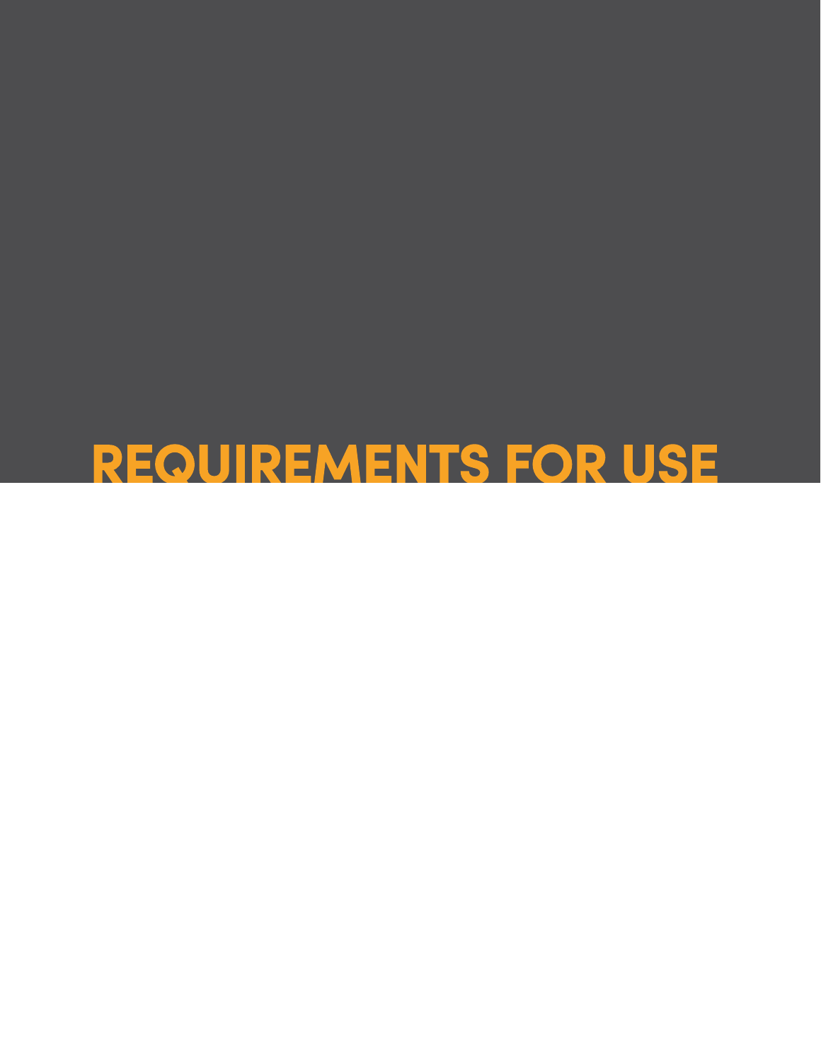# REQUIREMENTS FOR USE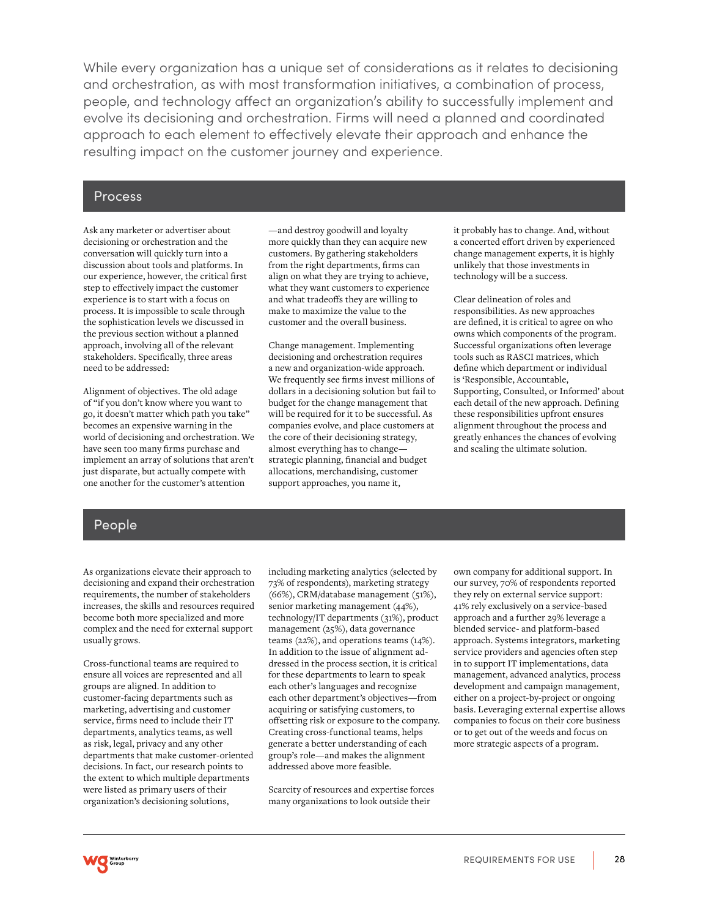While every organization has a unique set of considerations as it relates to decisioning and orchestration, as with most transformation initiatives, a combination of process, people, and technology affect an organization's ability to successfully implement and evolve its decisioning and orchestration. Firms will need a planned and coordinated approach to each element to effectively elevate their approach and enhance the resulting impact on the customer journey and experience.

## Process

Ask any marketer or advertiser about decisioning or orchestration and the conversation will quickly turn into a discussion about tools and platforms. In our experience, however, the critical first step to effectively impact the customer experience is to start with a focus on process. It is impossible to scale through the sophistication levels we discussed in the previous section without a planned approach, involving all of the relevant stakeholders. Specifically, three areas need to be addressed:

Alignment of objectives. The old adage of "if you don't know where you want to go, it doesn't matter which path you take" becomes an expensive warning in the world of decisioning and orchestration. We have seen too many firms purchase and implement an array of solutions that aren't just disparate, but actually compete with one another for the customer's attention—and destroy goodwill and loyalty more quickly than they can acquire new customers. By gathering stakeholders from the right departments, firms can align on what they are trying to achieve, what they want customers to experience and what tradeoffs they are willing to make to maximize the value to the customer and the overall business.

Change management. Implementing decisioning and orchestration requires a new and organization-wide approach. We frequently see firms invest millions of dollars in a decisioning solution but fail to budget for the change management that will be required for it to be successful. As companies evolve, and place customers at the core of their decisioning strategy, almost everything has to change—strategic planning, financial and budget allocations, merchandising, customer support approaches, you name it, it probably has to change. And, without a concerted effort driven by experienced change management experts, it is highly unlikely that those investments in technology will be a success.

Clear delineation of roles and responsibilities. As new approaches are defined, it is critical to agree on who owns which components of the program. Successful organizations often leverage tools such as RASCI matrices, which define which department or individual is 'Responsible, Accountable, Supporting, Consulted, or Informed' about each detail of the new approach. Defining these responsibilities upfront ensures alignment throughout the process and greatly enhances the chances of evolving and scaling the ultimate solution.

## People

As organizations elevate their approach to decisioning and expand their orchestration requirements, the number of stakeholders increases, the skills and resources required become both more specialized and more complex and the need for external support usually grows.

Cross-functional teams are required to ensure all voices are represented and all groups are aligned. In addition to customer-facing departments such as marketing, advertising and customer service, firms need to include their IT departments, analytics teams, as well as risk, legal, privacy and any other departments that make customer-oriented decisions. In fact, our research points to the extent to which multiple departments were listed as primary users of their organization's decisioning solutions, including marketing analytics (selected by 73% of respondents), marketing strategy (66%), CRM/database management (51%), senior marketing management (44%), technology/IT departments (31%), product management (25%), data governance teams (22%), and operations teams (14%). In addition to the issue of alignment addressed in the process section, it is critical for these departments to learn to speak each other's languages and recognize each other department's objectives—from acquiring or satisfying customers, to offsetting risk or exposure to the company. Creating cross-functional teams, helps generate a better understanding of each group's role—and makes the alignment addressed above more feasible.

Scarcity of resources and expertise forces many organizations to look outside their own company for additional support. In our survey, 70% of respondents reported they rely on external service support: 41% rely exclusively on a service-based approach and a further 29% leverage a blended service- and platform-based approach. Systems integrators, marketing service providers and agencies often step in to support IT implementations, data management, advanced analytics, process development and campaign management, either on a project-by-project or ongoing basis. Leveraging external expertise allows companies to focus on their core business or to get out of the weeds and focus on more strategic aspects of a program.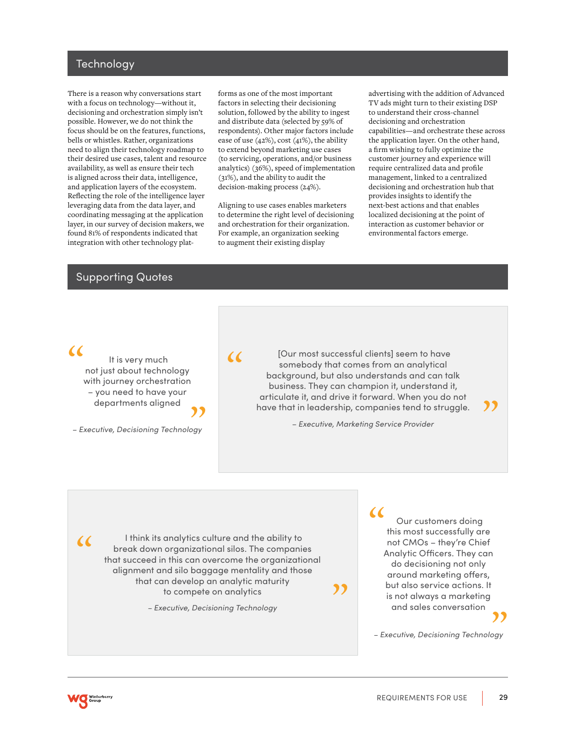## Technology

There is a reason why conversations start with a focus on technology—without it, decisioning and orchestration simply isn't possible. However, we do not think the focus should be on the features, functions, bells or whistles. Rather, organizations need to align their technology roadmap to their desired use cases, talent and resource availability, as well as ensure their tech is aligned across their data, intelligence, and application layers of the ecosystem. Reflecting the role of the intelligence layer leveraging data from the data layer, and coordinating messaging at the application layer, in our survey of decision makers, we found 81% of respondents indicated that integration with other technology platforms as one of the most important factors in selecting their decisioning solution, followed by the ability to ingest and distribute data (selected by 59% of respondents). Other major factors include ease of use (42%), cost (41%), the ability to extend beyond marketing use cases (to servicing, operations, and/or business analytics) (36%), speed of implementation (31%), and the ability to audit the decision-making process (24%).

Aligning to use cases enables marketers to determine the right level of decisioning and orchestration for their organization. For example, an organization seeking to augment their existing display advertising with the addition of Advanced TV ads might turn to their existing DSP to understand their cross-channel decisioning and orchestration capabilities—and orchestrate these across the application layer. On the other hand, a firm wishing to fully optimize the customer journey and experience will require centralized data and profile management, linked to a centralized decisioning and orchestration hub that provides insights to identify the next-best actions and that enables localized decisioning at the point of interaction as customer behavior or environmental factors emerge.

## Supporting Quotes

> "It is very much not just about technology with journey orchestration – you need to have your departments aligned"
>
> *– Executive, Decisioning Technology*

> "[Our most successful clients] seem to have somebody that comes from an analytical background, but also understands and can talk business. They can champion it, understand it, articulate it, and drive it forward. When you do not have that in leadership, companies tend to struggle."
>
> *– Executive, Marketing Service Provider*

> "I think its analytics culture and the ability to break down organizational silos. The companies that succeed in this can overcome the organizational alignment and silo baggage mentality and those that can develop an analytic maturity to compete on analytics"
>
> *– Executive, Decisioning Technology*

> "Our customers doing this most successfully are not CMOs – they're Chief Analytic Officers. They can do decisioning not only around marketing offers, but also service actions. It is not always a marketing and sales conversation"
>
> *– Executive, Decisioning Technology*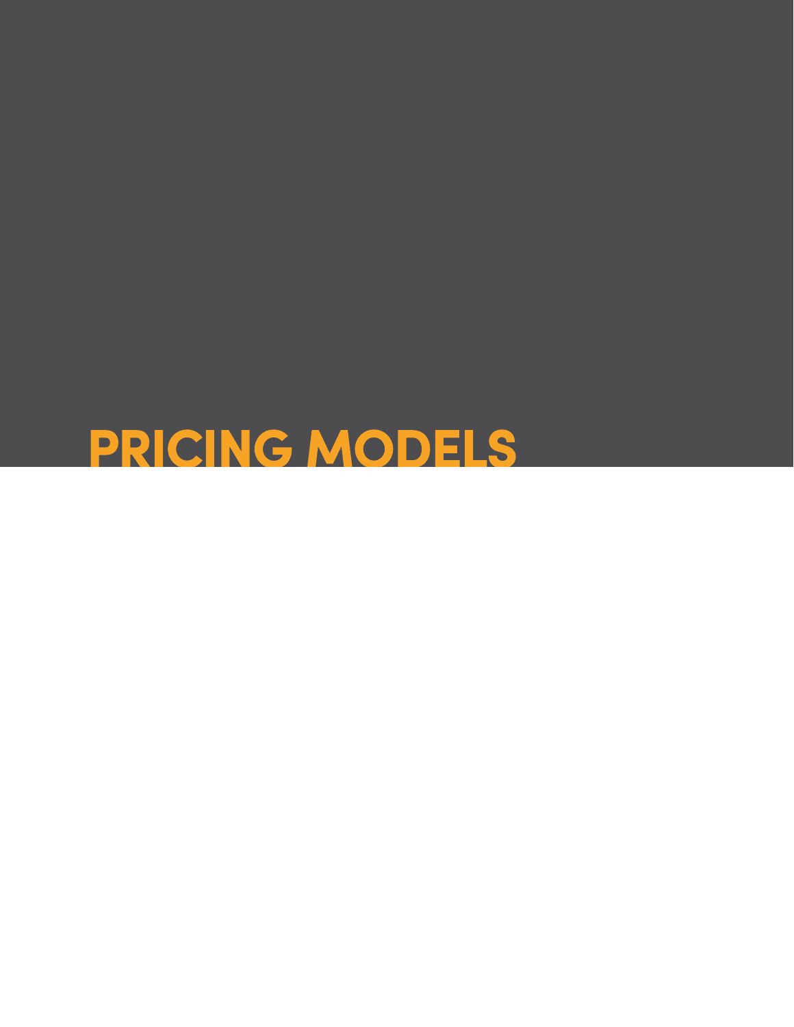# PRICING MODELS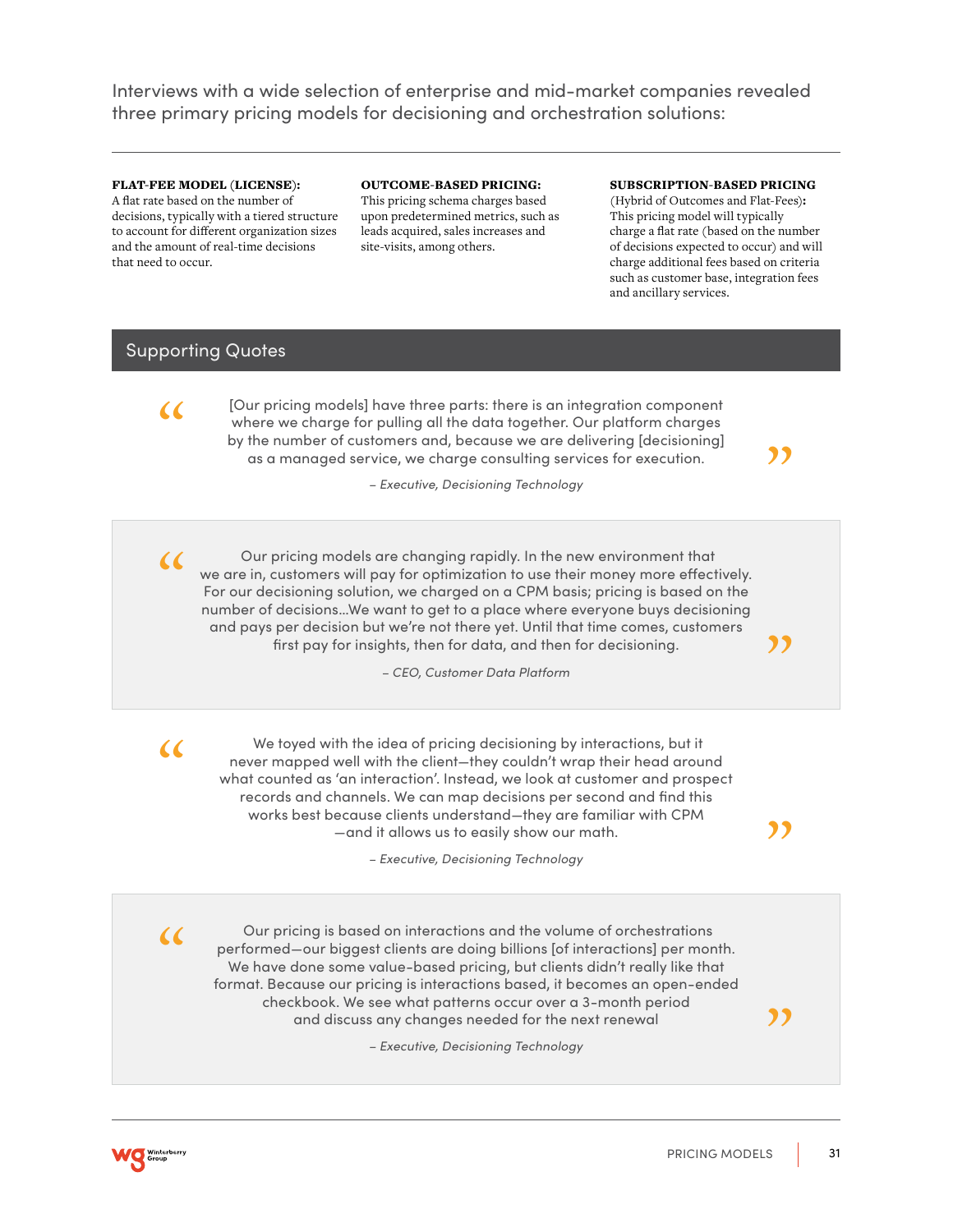Interviews with a wide selection of enterprise and mid-market companies revealed three primary pricing models for decisioning and orchestration solutions:

**FLAT-FEE MODEL (LICENSE):** A flat rate based on the number of decisions, typically with a tiered structure to account for different organization sizes and the amount of real-time decisions that need to occur.

**OUTCOME-BASED PRICING:** This pricing schema charges based upon predetermined metrics, such as leads acquired, sales increases and site-visits, among others.

**SUBSCRIPTION-BASED PRICING** (Hybrid of Outcomes and Flat-Fees)**:** This pricing model will typically charge a flat rate (based on the number of decisions expected to occur) and will charge additional fees based on criteria such as customer base, integration fees and ancillary services.

## Supporting Quotes

> "[Our pricing models] have three parts: there is an integration component where we charge for pulling all the data together. Our platform charges by the number of customers and, because we are delivering [decisioning] as a managed service, we charge consulting services for execution."
>
> *– Executive, Decisioning Technology*

> "Our pricing models are changing rapidly. In the new environment that we are in, customers will pay for optimization to use their money more effectively. For our decisioning solution, we charged on a CPM basis; pricing is based on the number of decisions…We want to get to a place where everyone buys decisioning and pays per decision but we're not there yet. Until that time comes, customers first pay for insights, then for data, and then for decisioning."
>
> *– CEO, Customer Data Platform*

> "We toyed with the idea of pricing decisioning by interactions, but it never mapped well with the client—they couldn't wrap their head around what counted as 'an interaction'. Instead, we look at customer and prospect records and channels. We can map decisions per second and find this works best because clients understand—they are familiar with CPM —and it allows us to easily show our math."
>
> *– Executive, Decisioning Technology*

> "Our pricing is based on interactions and the volume of orchestrations performed—our biggest clients are doing billions [of interactions] per month. We have done some value-based pricing, but clients didn't really like that format. Because our pricing is interactions based, it becomes an open-ended checkbook. We see what patterns occur over a 3-month period and discuss any changes needed for the next renewal"
>
> *– Executive, Decisioning Technology*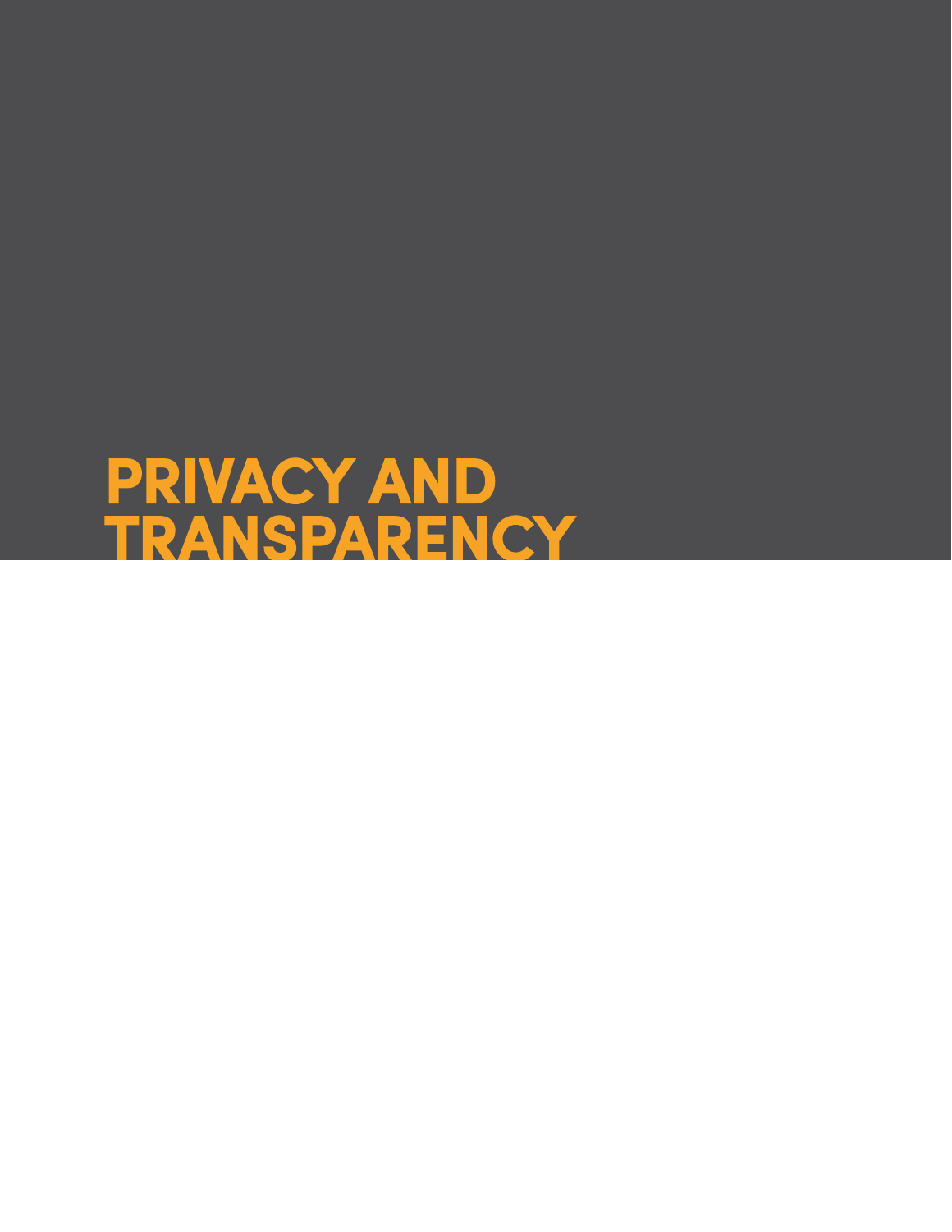# PRIVACY AND TRANSPARENCY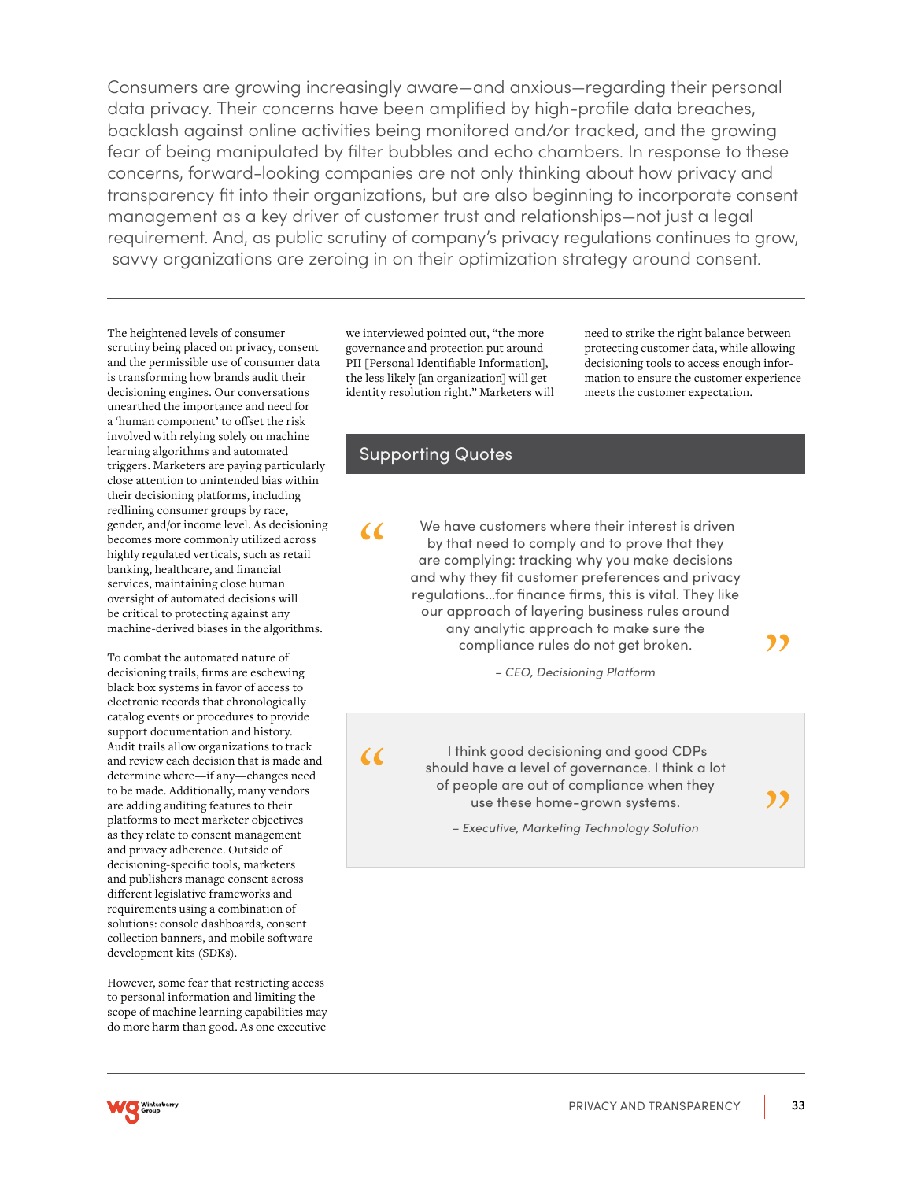Consumers are growing increasingly aware—and anxious—regarding their personal data privacy. Their concerns have been amplified by high-profile data breaches, backlash against online activities being monitored and/or tracked, and the growing fear of being manipulated by filter bubbles and echo chambers. In response to these concerns, forward-looking companies are not only thinking about how privacy and transparency fit into their organizations, but are also beginning to incorporate consent management as a key driver of customer trust and relationships—not just a legal requirement. And, as public scrutiny of company's privacy regulations continues to grow, savvy organizations are zeroing in on their optimization strategy around consent.

---

The heightened levels of consumer scrutiny being placed on privacy, consent and the permissible use of consumer data is transforming how brands audit their decisioning engines. Our conversations unearthed the importance and need for a 'human component' to offset the risk involved with relying solely on machine learning algorithms and automated triggers. Marketers are paying particularly close attention to unintended bias within their decisioning platforms, including redlining consumer groups by race, gender, and/or income level. As decisioning becomes more commonly utilized across highly regulated verticals, such as retail banking, healthcare, and financial services, maintaining close human oversight of automated decisions will be critical to protecting against any machine-derived biases in the algorithms.

To combat the automated nature of decisioning trails, firms are eschewing black box systems in favor of access to electronic records that chronologically catalog events or procedures to provide support documentation and history. Audit trails allow organizations to track and review each decision that is made and determine where—if any—changes need to be made. Additionally, many vendors are adding auditing features to their platforms to meet marketer objectives as they relate to consent management and privacy adherence. Outside of decisioning-specific tools, marketers and publishers manage consent across different legislative frameworks and requirements using a combination of solutions: console dashboards, consent collection banners, and mobile software development kits (SDKs).

However, some fear that restricting access to personal information and limiting the scope of machine learning capabilities may do more harm than good. As one executive we interviewed pointed out, "the more governance and protection put around PII [Personal Identifiable Information], the less likely [an organization] will get identity resolution right." Marketers will need to strike the right balance between protecting customer data, while allowing decisioning tools to access enough information to ensure the customer experience meets the customer expectation.

## Supporting Quotes

> "We have customers where their interest is driven by that need to comply and to prove that they are complying: tracking why you make decisions and why they fit customer preferences and privacy regulations…for finance firms, this is vital. They like our approach of layering business rules around any analytic approach to make sure the compliance rules do not get broken."
>
> *– CEO, Decisioning Platform*

> "I think good decisioning and good CDPs should have a level of governance. I think a lot of people are out of compliance when they use these home-grown systems."
>
> *– Executive, Marketing Technology Solution*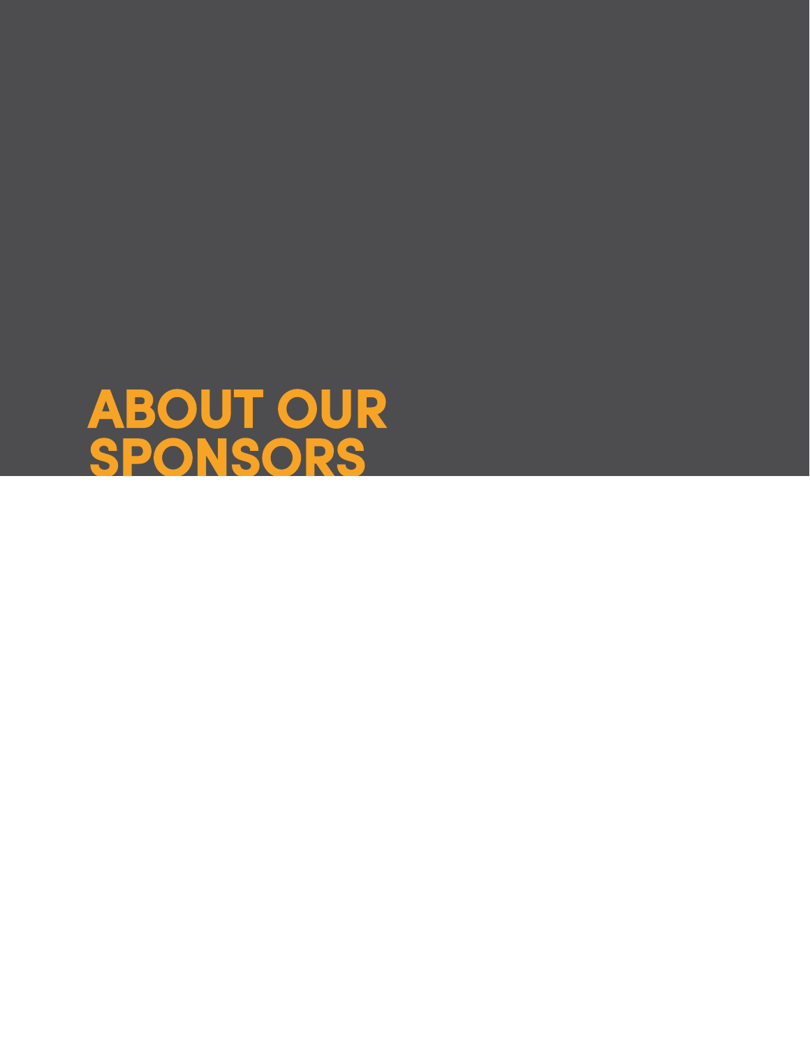# ABOUT OUR SPONSORS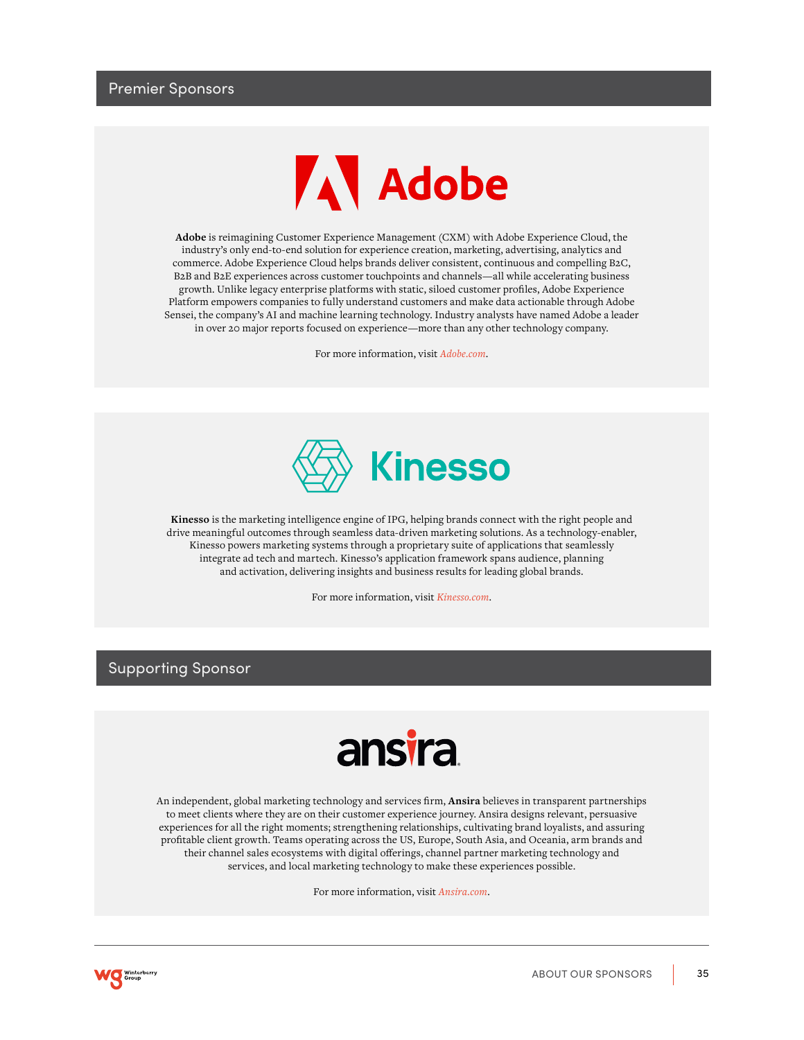## Premier Sponsors

**Adobe** is reimagining Customer Experience Management (CXM) with Adobe Experience Cloud, the industry's only end-to-end solution for experience creation, marketing, advertising, analytics and commerce. Adobe Experience Cloud helps brands deliver consistent, continuous and compelling B2C, B2B and B2E experiences across customer touchpoints and channels—all while accelerating business growth. Unlike legacy enterprise platforms with static, siloed customer profiles, Adobe Experience Platform empowers companies to fully understand customers and make data actionable through Adobe Sensei, the company's AI and machine learning technology. Industry analysts have named Adobe a leader in over 20 major reports focused on experience—more than any other technology company.

For more information, visit *Adobe.com*.

**Kinesso** is the marketing intelligence engine of IPG, helping brands connect with the right people and drive meaningful outcomes through seamless data-driven marketing solutions. As a technology-enabler, Kinesso powers marketing systems through a proprietary suite of applications that seamlessly integrate ad tech and martech. Kinesso's application framework spans audience, planning and activation, delivering insights and business results for leading global brands.

For more information, visit *Kinesso.com*.

## Supporting Sponsor

An independent, global marketing technology and services firm, **Ansira** believes in transparent partnerships to meet clients where they are on their customer experience journey. Ansira designs relevant, persuasive experiences for all the right moments; strengthening relationships, cultivating brand loyalists, and assuring profitable client growth. Teams operating across the US, Europe, South Asia, and Oceania, arm brands and their channel sales ecosystems with digital offerings, channel partner marketing technology and services, and local marketing technology to make these experiences possible.

For more information, visit *Ansira.com*.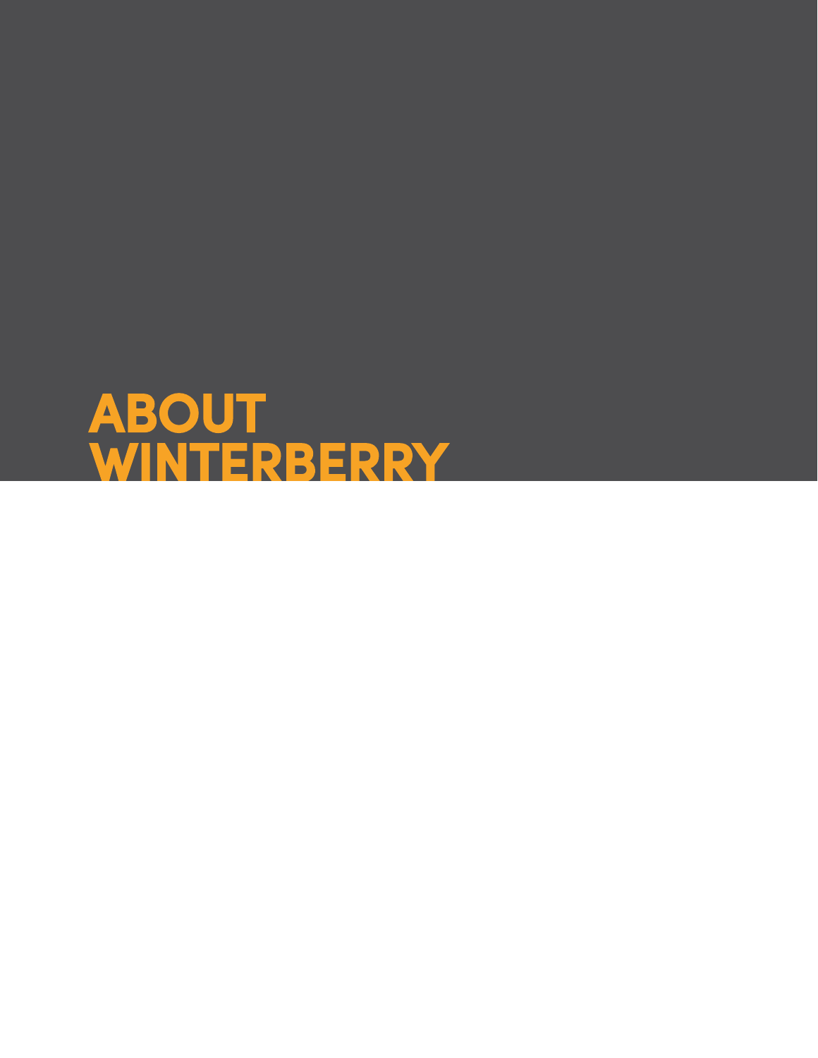# ABOUT WINTERBERRY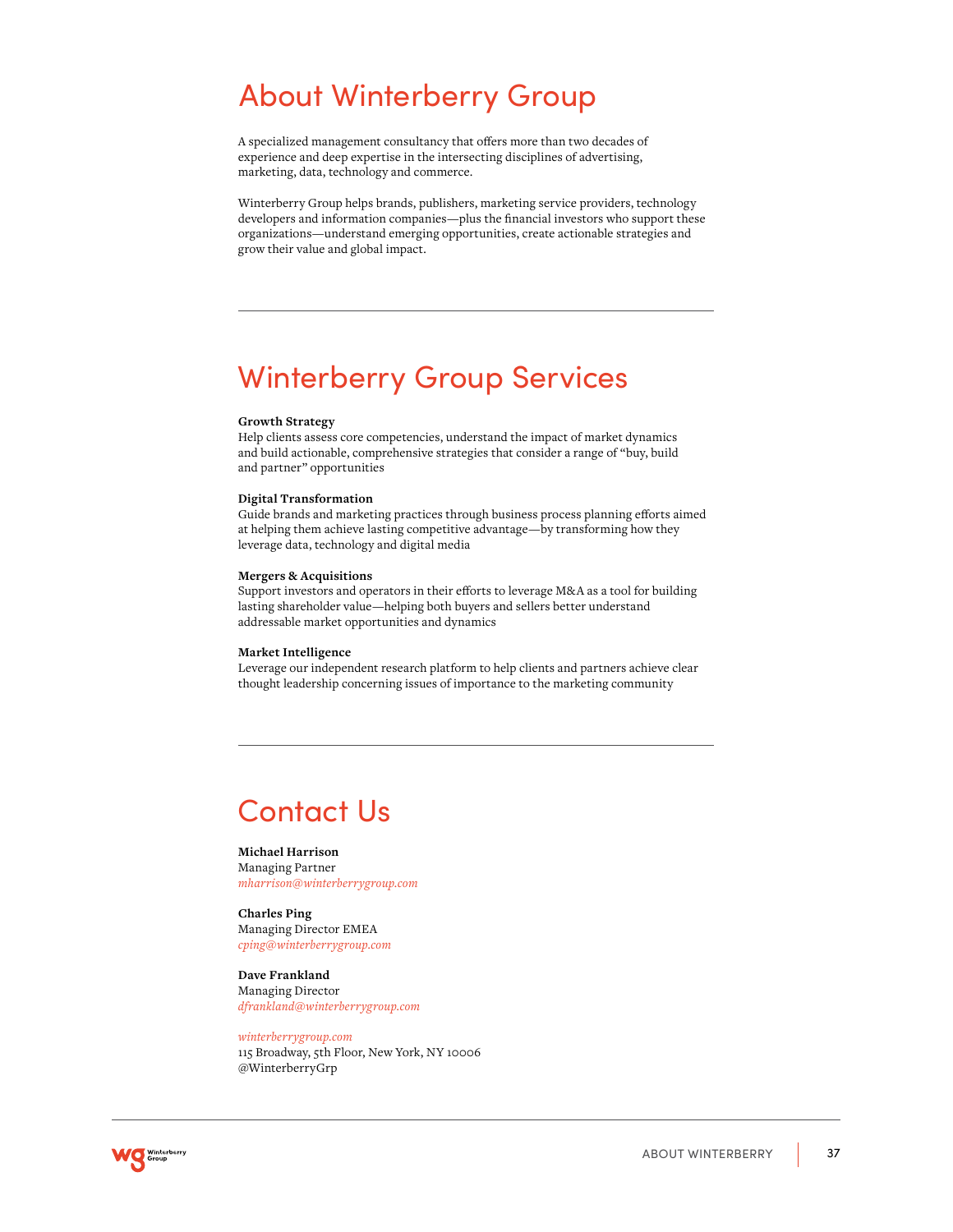# About Winterberry Group

A specialized management consultancy that offers more than two decades of experience and deep expertise in the intersecting disciplines of advertising, marketing, data, technology and commerce.

Winterberry Group helps brands, publishers, marketing service providers, technology developers and information companies—plus the financial investors who support these organizations—understand emerging opportunities, create actionable strategies and grow their value and global impact.

---

# Winterberry Group Services

**Growth Strategy**
Help clients assess core competencies, understand the impact of market dynamics and build actionable, comprehensive strategies that consider a range of "buy, build and partner" opportunities

**Digital Transformation**
Guide brands and marketing practices through business process planning efforts aimed at helping them achieve lasting competitive advantage—by transforming how they leverage data, technology and digital media

**Mergers & Acquisitions**
Support investors and operators in their efforts to leverage M&A as a tool for building lasting shareholder value—helping both buyers and sellers better understand addressable market opportunities and dynamics

**Market Intelligence**
Leverage our independent research platform to help clients and partners achieve clear thought leadership concerning issues of importance to the marketing community

---

# Contact Us

**Michael Harrison**
Managing Partner
*mharrison@winterberrygroup.com*

**Charles Ping**
Managing Director EMEA
*cping@winterberrygroup.com*

**Dave Frankland**
Managing Director
*dfrankland@winterberrygroup.com*

*winterberrygroup.com*
115 Broadway, 5th Floor, New York, NY 10006
@WinterberryGrp